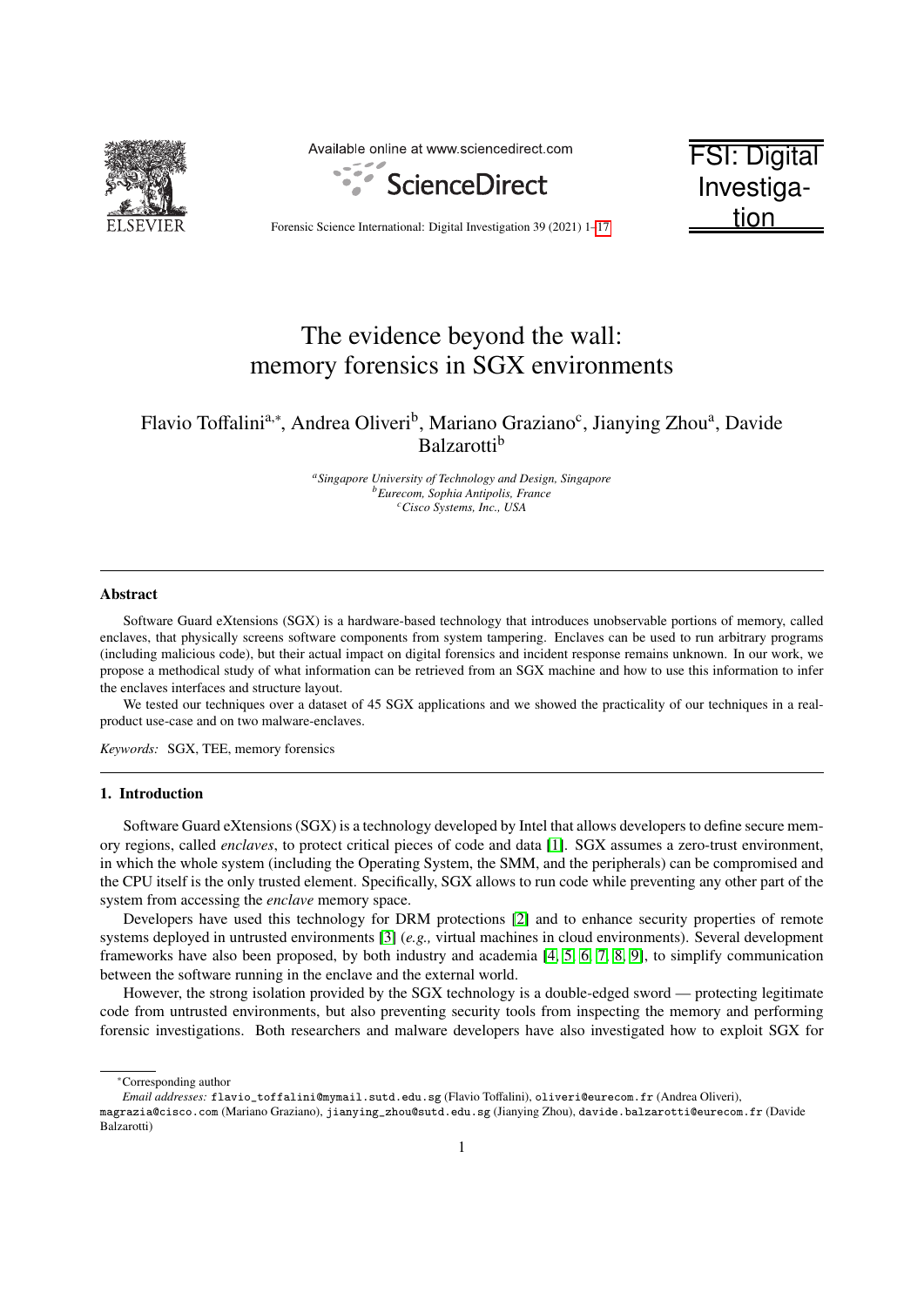# The evidence beyond the wall: memory forensics in SGX environments

Flavio Toffalini[a,*], Andrea Oliveri[b], Mariano Graziano[c], Jianying Zhou[a], Davide Balzarotti[b]

[a] *Singapore University of Technology and Design, Singapore*
[b] *Eurecom, Sophia Antipolis, France*
[c] *Cisco Systems, Inc., USA*

---

## Abstract

Software Guard eXtensions (SGX) is a hardware-based technology that introduces unobservable portions of memory, called enclaves, that physically screens software components from system tampering. Enclaves can be used to run arbitrary programs (including malicious code), but their actual impact on digital forensics and incident response remains unknown. In our work, we propose a methodical study of what information can be retrieved from an SGX machine and how to use this information to infer the enclaves interfaces and structure layout.

We tested our techniques over a dataset of 45 SGX applications and we showed the practicality of our techniques in a real-product use-case and on two malware-enclaves.

*Keywords:* SGX, TEE, memory forensics

---

## 1. Introduction

Software Guard eXtensions (SGX) is a technology developed by Intel that allows developers to define secure memory regions, called *enclaves*, to protect critical pieces of code and data [1]. SGX assumes a zero-trust environment, in which the whole system (including the Operating System, the SMM, and the peripherals) can be compromised and the CPU itself is the only trusted element. Specifically, SGX allows to run code while preventing any other part of the system from accessing the *enclave* memory space.

Developers have used this technology for DRM protections [2] and to enhance security properties of remote systems deployed in untrusted environments [3] (*e.g.,* virtual machines in cloud environments). Several development frameworks have also been proposed, by both industry and academia [4, 5, 6, 7, 8, 9], to simplify communication between the software running in the enclave and the external world.

However, the strong isolation provided by the SGX technology is a double-edged sword — protecting legitimate code from untrusted environments, but also preventing security tools from inspecting the memory and performing forensic investigations. Both researchers and malware developers have also investigated how to exploit SGX for

---

*Corresponding author

*Email addresses:* flavio_toffalini@mymail.sutd.edu.sg (Flavio Toffalini), oliveri@eurecom.fr (Andrea Oliveri), magrazia@cisco.com (Mariano Graziano), jianying_zhou@sutd.edu.sg (Jianying Zhou), davide.balzarotti@eurecom.fr (Davide Balzarotti)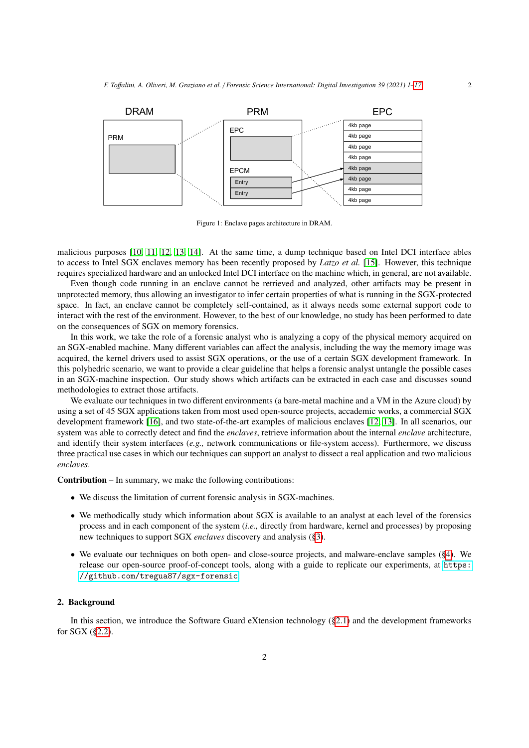Figure 1: Enclave pages architecture in DRAM.

malicious purposes [10, 11, 12, 13, 14]. At the same time, a dump technique based on Intel DCI interface ables to access to Intel SGX enclaves memory has been recently proposed by *Latzo et al.* [15]. However, this technique requires specialized hardware and an unlocked Intel DCI interface on the machine which, in general, are not available.

Even though code running in an enclave cannot be retrieved and analyzed, other artifacts may be present in unprotected memory, thus allowing an investigator to infer certain properties of what is running in the SGX-protected space. In fact, an enclave cannot be completely self-contained, as it always needs some external support code to interact with the rest of the environment. However, to the best of our knowledge, no study has been performed to date on the consequences of SGX on memory forensics.

In this work, we take the role of a forensic analyst who is analyzing a copy of the physical memory acquired on an SGX-enabled machine. Many different variables can affect the analysis, including the way the memory image was acquired, the kernel drivers used to assist SGX operations, or the use of a certain SGX development framework. In this polyhedric scenario, we want to provide a clear guideline that helps a forensic analyst untangle the possible cases in an SGX-machine inspection. Our study shows which artifacts can be extracted in each case and discusses sound methodologies to extract those artifacts.

We evaluate our techniques in two different environments (a bare-metal machine and a VM in the Azure cloud) by using a set of 45 SGX applications taken from most used open-source projects, accademic works, a commercial SGX development framework [16], and two state-of-the-art examples of malicious enclaves [12, 13]. In all scenarios, our system was able to correctly detect and find the *enclaves*, retrieve information about the internal *enclave* architecture, and identify their system interfaces (*e.g.,* network communications or file-system access). Furthermore, we discuss three practical use cases in which our techniques can support an analyst to dissect a real application and two malicious *enclaves*.

**Contribution** – In summary, we make the following contributions:

- We discuss the limitation of current forensic analysis in SGX-machines.
- We methodically study which information about SGX is available to an analyst at each level of the forensics process and in each component of the system (*i.e.,* directly from hardware, kernel and processes) by proposing new techniques to support SGX *enclaves* discovery and analysis (§3).
- We evaluate our techniques on both open- and close-source projects, and malware-enclave samples (§4). We release our open-source proof-of-concept tools, along with a guide to replicate our experiments, at `https://github.com/tregua87/sgx-forensic`.

## 2. Background

In this section, we introduce the Software Guard eXtension technology (§2.1) and the development frameworks for SGX (§2.2).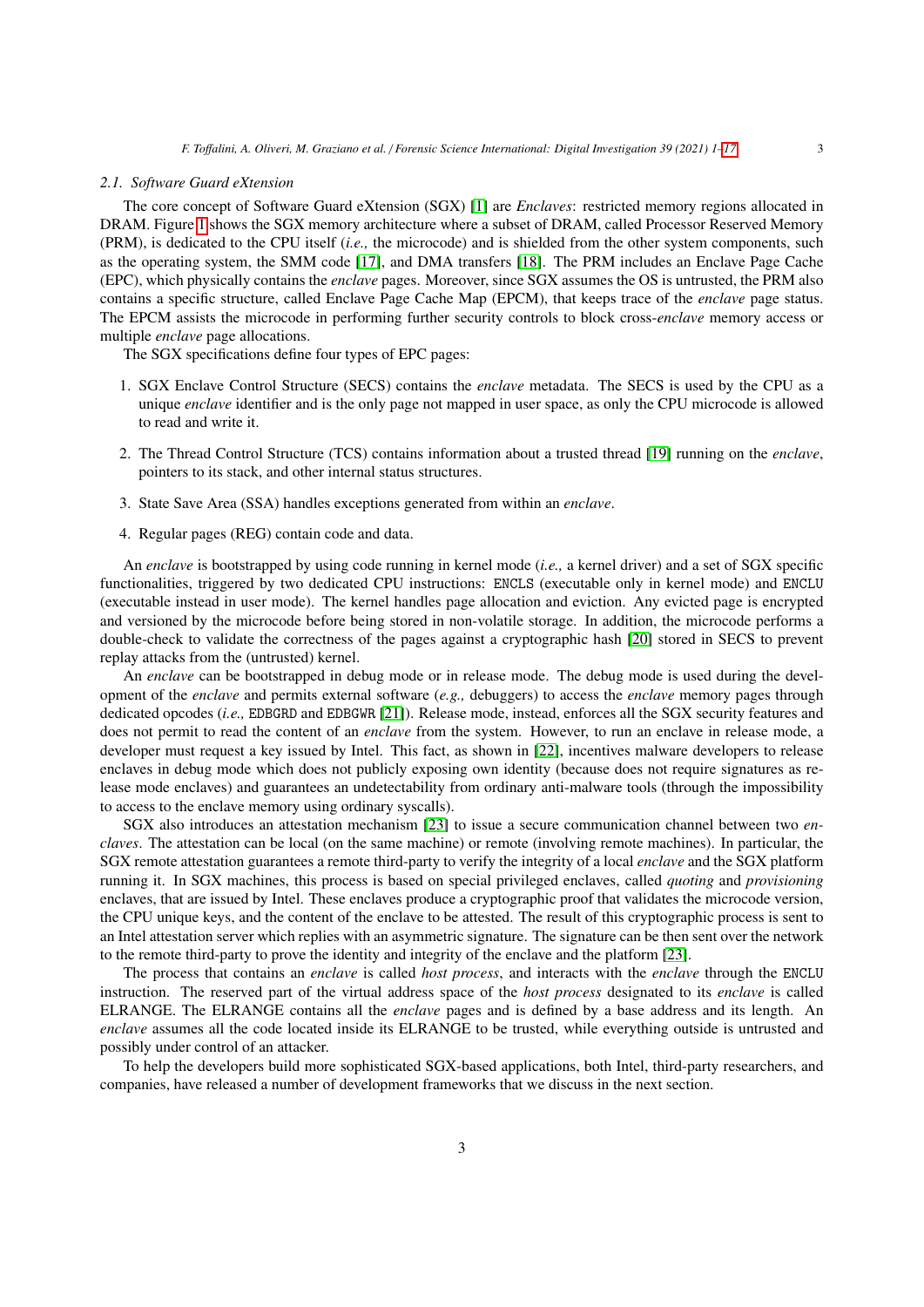### 2.1. Software Guard eXtension

The core concept of Software Guard eXtension (SGX) [1] are *Enclaves*: restricted memory regions allocated in DRAM. Figure 1 shows the SGX memory architecture where a subset of DRAM, called Processor Reserved Memory (PRM), is dedicated to the CPU itself (*i.e.,* the microcode) and is shielded from the other system components, such as the operating system, the SMM code [17], and DMA transfers [18]. The PRM includes an Enclave Page Cache (EPC), which physically contains the *enclave* pages. Moreover, since SGX assumes the OS is untrusted, the PRM also contains a specific structure, called Enclave Page Cache Map (EPCM), that keeps trace of the *enclave* page status. The EPCM assists the microcode in performing further security controls to block cross-*enclave* memory access or multiple *enclave* page allocations.

The SGX specifications define four types of EPC pages:

1. SGX Enclave Control Structure (SECS) contains the *enclave* metadata. The SECS is used by the CPU as a unique *enclave* identifier and is the only page not mapped in user space, as only the CPU microcode is allowed to read and write it.

2. The Thread Control Structure (TCS) contains information about a trusted thread [19] running on the *enclave*, pointers to its stack, and other internal status structures.

3. State Save Area (SSA) handles exceptions generated from within an *enclave*.

4. Regular pages (REG) contain code and data.

An *enclave* is bootstrapped by using code running in kernel mode (*i.e.,* a kernel driver) and a set of SGX specific functionalities, triggered by two dedicated CPU instructions: `ENCLS` (executable only in kernel mode) and `ENCLU` (executable instead in user mode). The kernel handles page allocation and eviction. Any evicted page is encrypted and versioned by the microcode before being stored in non-volatile storage. In addition, the microcode performs a double-check to validate the correctness of the pages against a cryptographic hash [20] stored in SECS to prevent replay attacks from the (untrusted) kernel.

An *enclave* can be bootstrapped in debug mode or in release mode. The debug mode is used during the development of the *enclave* and permits external software (*e.g.,* debuggers) to access the *enclave* memory pages through dedicated opcodes (*i.e.,* `EDBGRD` and `EDBGWR` [21]). Release mode, instead, enforces all the SGX security features and does not permit to read the content of an *enclave* from the system. However, to run an enclave in release mode, a developer must request a key issued by Intel. This fact, as shown in [22], incentives malware developers to release enclaves in debug mode which does not publicly exposing own identity (because does not require signatures as release mode enclaves) and guarantees an undetectability from ordinary anti-malware tools (through the impossibility to access to the enclave memory using ordinary syscalls).

SGX also introduces an attestation mechanism [23] to issue a secure communication channel between two *enclaves*. The attestation can be local (on the same machine) or remote (involving remote machines). In particular, the SGX remote attestation guarantees a remote third-party to verify the integrity of a local *enclave* and the SGX platform running it. In SGX machines, this process is based on special privileged enclaves, called *quoting* and *provisioning* enclaves, that are issued by Intel. These enclaves produce a cryptographic proof that validates the microcode version, the CPU unique keys, and the content of the enclave to be attested. The result of this cryptographic process is sent to an Intel attestation server which replies with an asymmetric signature. The signature can be then sent over the network to the remote third-party to prove the identity and integrity of the enclave and the platform [23].

The process that contains an *enclave* is called *host process*, and interacts with the *enclave* through the `ENCLU` instruction. The reserved part of the virtual address space of the *host process* designated to its *enclave* is called ELRANGE. The ELRANGE contains all the *enclave* pages and is defined by a base address and its length. An *enclave* assumes all the code located inside its ELRANGE to be trusted, while everything outside is untrusted and possibly under control of an attacker.

To help the developers build more sophisticated SGX-based applications, both Intel, third-party researchers, and companies, have released a number of development frameworks that we discuss in the next section.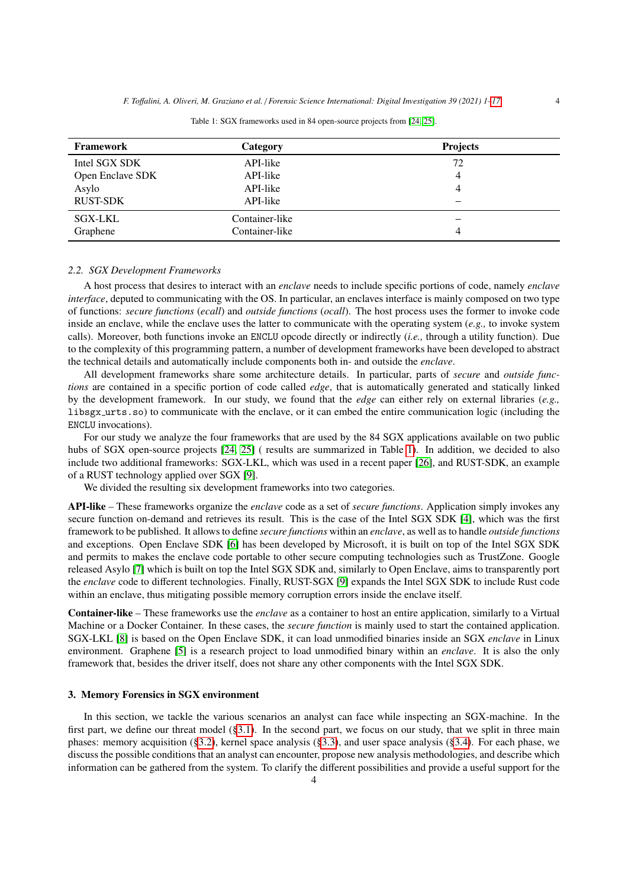Table 1: SGX frameworks used in 84 open-source projects from [24, 25].

| Framework | Category | Projects |
|---|---|---|
| Intel SGX SDK | API-like | 72 |
| Open Enclave SDK | API-like | 4 |
| Asylo | API-like | 4 |
| RUST-SDK | API-like | – |
| SGX-LKL | Container-like | – |
| Graphene | Container-like | 4 |

### 2.2. SGX Development Frameworks

A host process that desires to interact with an *enclave* needs to include specific portions of code, namely *enclave interface*, deputed to communicating with the OS. In particular, an enclaves interface is mainly composed on two type of functions: *secure functions* (*ecall*) and *outside functions* (*ocall*). The host process uses the former to invoke code inside an enclave, while the enclave uses the latter to communicate with the operating system (*e.g.,* to invoke system calls). Moreover, both functions invoke an `ENCLU` opcode directly or indirectly (*i.e.,* through a utility function). Due to the complexity of this programming pattern, a number of development frameworks have been developed to abstract the technical details and automatically include components both in- and outside the *enclave*.

All development frameworks share some architecture details. In particular, parts of *secure* and *outside functions* are contained in a specific portion of code called *edge*, that is automatically generated and statically linked by the development framework. In our study, we found that the *edge* can either rely on external libraries (*e.g.,* `libsgx_urts.so`) to communicate with the enclave, or it can embed the entire communication logic (including the `ENCLU` invocations).

For our study we analyze the four frameworks that are used by the 84 SGX applications available on two public hubs of SGX open-source projects [24, 25] ( results are summarized in Table 1). In addition, we decided to also include two additional frameworks: SGX-LKL, which was used in a recent paper [26], and RUST-SDK, an example of a RUST technology applied over SGX [9].

We divided the resulting six development frameworks into two categories.

**API-like** – These frameworks organize the *enclave* code as a set of *secure functions*. Application simply invokes any secure function on-demand and retrieves its result. This is the case of the Intel SGX SDK [4], which was the first framework to be published. It allows to define *secure functions* within an *enclave*, as well as to handle *outside functions* and exceptions. Open Enclave SDK [6] has been developed by Microsoft, it is built on top of the Intel SGX SDK and permits to makes the enclave code portable to other secure computing technologies such as TrustZone. Google released Asylo [7] which is built on top the Intel SGX SDK and, similarly to Open Enclave, aims to transparently port the *enclave* code to different technologies. Finally, RUST-SGX [9] expands the Intel SGX SDK to include Rust code within an enclave, thus mitigating possible memory corruption errors inside the enclave itself.

**Container-like** – These frameworks use the *enclave* as a container to host an entire application, similarly to a Virtual Machine or a Docker Container. In these cases, the *secure function* is mainly used to start the contained application. SGX-LKL [8] is based on the Open Enclave SDK, it can load unmodified binaries inside an SGX *enclave* in Linux environment. Graphene [5] is a research project to load unmodified binary within an *enclave*. It is also the only framework that, besides the driver itself, does not share any other components with the Intel SGX SDK.

## 3. Memory Forensics in SGX environment

In this section, we tackle the various scenarios an analyst can face while inspecting an SGX-machine. In the first part, we define our threat model (§3.1). In the second part, we focus on our study, that we split in three main phases: memory acquisition (§3.2), kernel space analysis (§3.3), and user space analysis (§3.4). For each phase, we discuss the possible conditions that an analyst can encounter, propose new analysis methodologies, and describe which information can be gathered from the system. To clarify the different possibilities and provide a useful support for the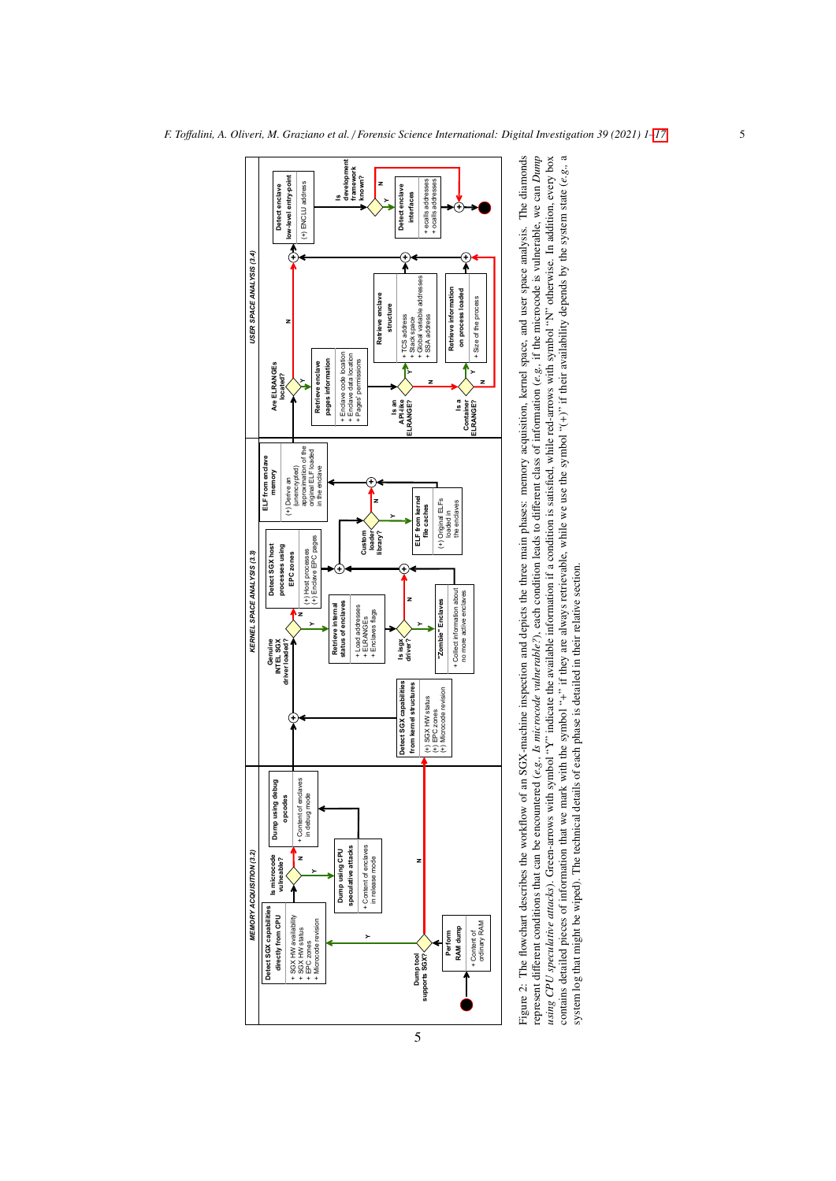Figure 2: The flowchart describes the workflow of an SGX-machine inspection and depicts the three main phases: memory acquisition, kernel space, and user space analysis. The diamonds represent different conditions that can be encountered (*e.g.*, *Is microcode vulnerable?*), each condition leads to different class of information (*e.g.*, if the microcode is vulnerable, we can *Dump using CPU speculative attacks*). Green-arrows with symbol "Y" indicate the available information if a condition is satisfied, while red-arrows with symbol "N" otherwise. In addition, every box contains detailed pieces of information that we mark with the symbol "+" if they are always retrievable, while we use the symbol "(+)" if their availability depends by the system state (*e.g.*, a system log that might be wiped). The technical details of each phase is detailed in their relative section.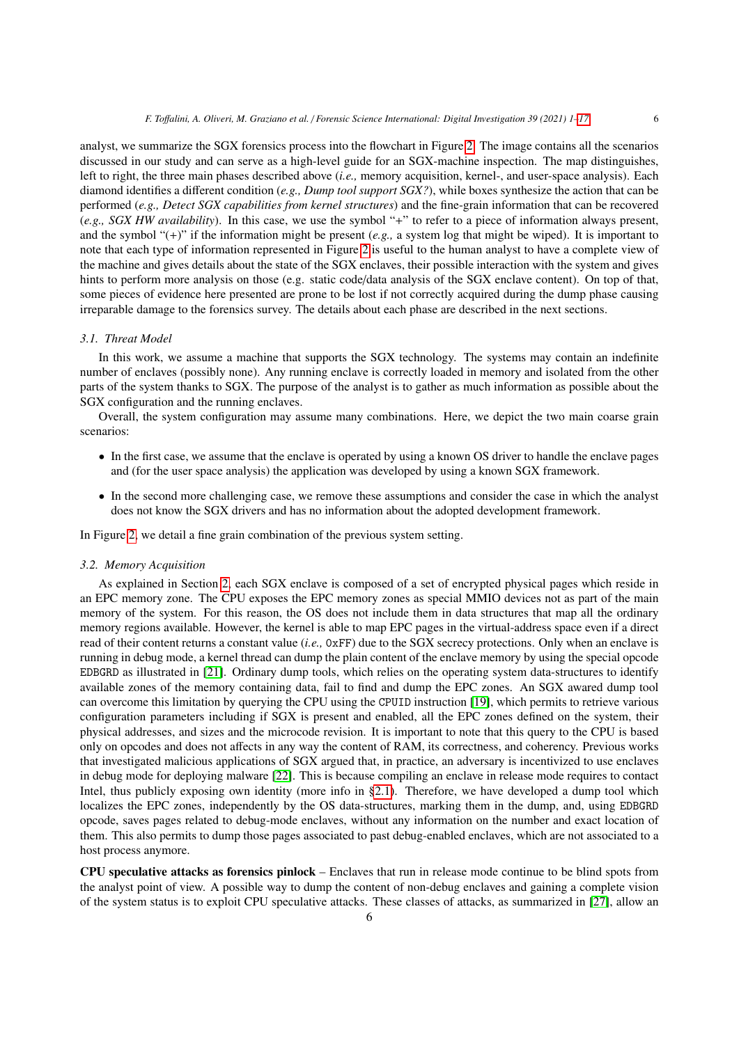analyst, we summarize the SGX forensics process into the flowchart in Figure 2. The image contains all the scenarios discussed in our study and can serve as a high-level guide for an SGX-machine inspection. The map distinguishes, left to right, the three main phases described above (*i.e.,* memory acquisition, kernel-, and user-space analysis). Each diamond identifies a different condition (*e.g., Dump tool support SGX?*), while boxes synthesize the action that can be performed (*e.g., Detect SGX capabilities from kernel structures*) and the fine-grain information that can be recovered (*e.g., SGX HW availability*). In this case, we use the symbol "+" to refer to a piece of information always present, and the symbol "(+)" if the information might be present (*e.g.,* a system log that might be wiped). It is important to note that each type of information represented in Figure 2 is useful to the human analyst to have a complete view of the machine and gives details about the state of the SGX enclaves, their possible interaction with the system and gives hints to perform more analysis on those (e.g. static code/data analysis of the SGX enclave content). On top of that, some pieces of evidence here presented are prone to be lost if not correctly acquired during the dump phase causing irreparable damage to the forensics survey. The details about each phase are described in the next sections.

### 3.1. Threat Model

In this work, we assume a machine that supports the SGX technology. The systems may contain an indefinite number of enclaves (possibly none). Any running enclave is correctly loaded in memory and isolated from the other parts of the system thanks to SGX. The purpose of the analyst is to gather as much information as possible about the SGX configuration and the running enclaves.

Overall, the system configuration may assume many combinations. Here, we depict the two main coarse grain scenarios:

- In the first case, we assume that the enclave is operated by using a known OS driver to handle the enclave pages and (for the user space analysis) the application was developed by using a known SGX framework.
- In the second more challenging case, we remove these assumptions and consider the case in which the analyst does not know the SGX drivers and has no information about the adopted development framework.

In Figure 2, we detail a fine grain combination of the previous system setting.

### 3.2. Memory Acquisition

As explained in Section 2, each SGX enclave is composed of a set of encrypted physical pages which reside in an EPC memory zone. The CPU exposes the EPC memory zones as special MMIO devices not as part of the main memory of the system. For this reason, the OS does not include them in data structures that map all the ordinary memory regions available. However, the kernel is able to map EPC pages in the virtual-address space even if a direct read of their content returns a constant value (*i.e.,* `0xFF`) due to the SGX secrecy protections. Only when an enclave is running in debug mode, a kernel thread can dump the plain content of the enclave memory by using the special opcode `EDBGRD` as illustrated in [21]. Ordinary dump tools, which relies on the operating system data-structures to identify available zones of the memory containing data, fail to find and dump the EPC zones. An SGX awared dump tool can overcome this limitation by querying the CPU using the `CPUID` instruction [19], which permits to retrieve various configuration parameters including if SGX is present and enabled, all the EPC zones defined on the system, their physical addresses, and sizes and the microcode revision. It is important to note that this query to the CPU is based only on opcodes and does not affects in any way the content of RAM, its correctness, and coherency. Previous works that investigated malicious applications of SGX argued that, in practice, an adversary is incentivized to use enclaves in debug mode for deploying malware [22]. This is because compiling an enclave in release mode requires to contact Intel, thus publicly exposing own identity (more info in §2.1). Therefore, we have developed a dump tool which localizes the EPC zones, independently by the OS data-structures, marking them in the dump, and, using `EDBGRD` opcode, saves pages related to debug-mode enclaves, without any information on the number and exact location of them. This also permits to dump those pages associated to past debug-enabled enclaves, which are not associated to a host process anymore.

**CPU speculative attacks as forensics pinlock** – Enclaves that run in release mode continue to be blind spots from the analyst point of view. A possible way to dump the content of non-debug enclaves and gaining a complete vision of the system status is to exploit CPU speculative attacks. These classes of attacks, as summarized in [27], allow an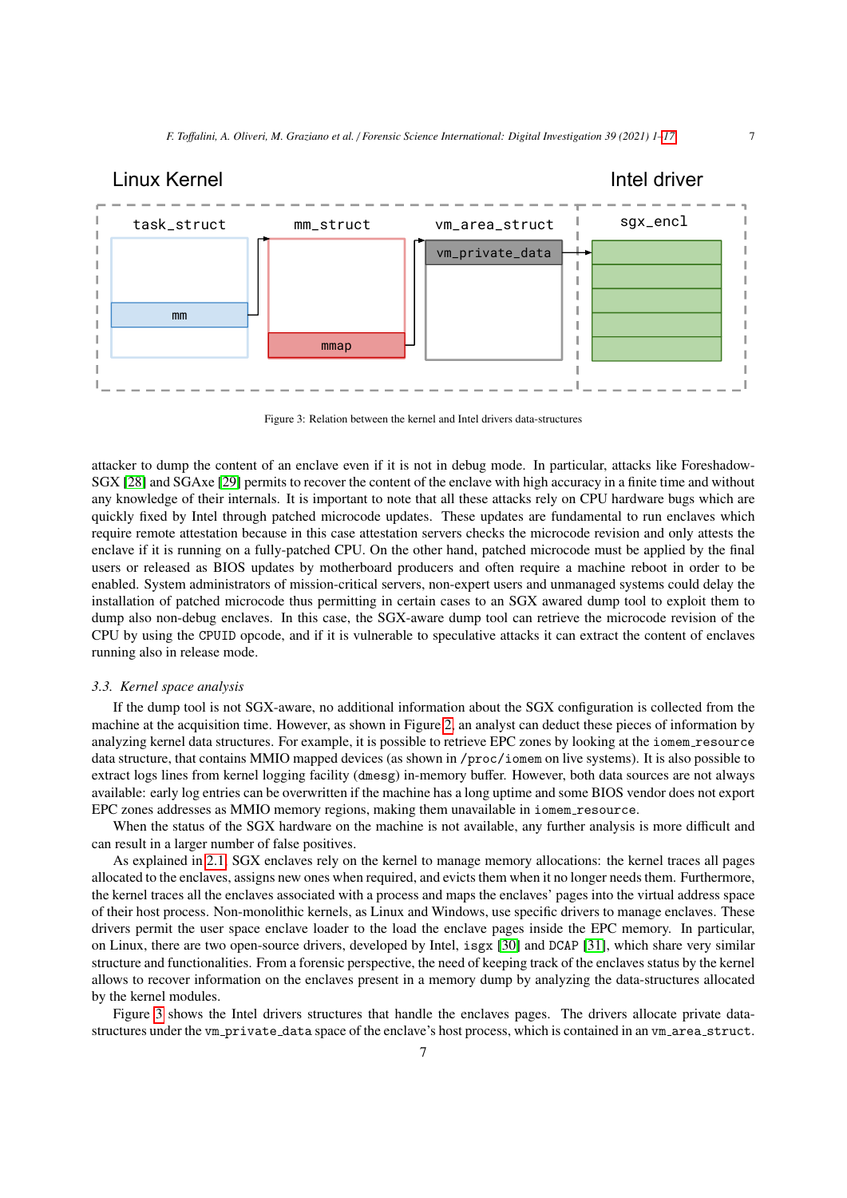Figure 3: Relation between the kernel and Intel drivers data-structures

attacker to dump the content of an enclave even if it is not in debug mode. In particular, attacks like Foreshadow-SGX [28] and SGAxe [29] permits to recover the content of the enclave with high accuracy in a finite time and without any knowledge of their internals. It is important to note that all these attacks rely on CPU hardware bugs which are quickly fixed by Intel through patched microcode updates. These updates are fundamental to run enclaves which require remote attestation because in this case attestation servers checks the microcode revision and only attests the enclave if it is running on a fully-patched CPU. On the other hand, patched microcode must be applied by the final users or released as BIOS updates by motherboard producers and often require a machine reboot in order to be enabled. System administrators of mission-critical servers, non-expert users and unmanaged systems could delay the installation of patched microcode thus permitting in certain cases to an SGX awared dump tool to exploit them to dump also non-debug enclaves. In this case, the SGX-aware dump tool can retrieve the microcode revision of the CPU by using the `CPUID` opcode, and if it is vulnerable to speculative attacks it can extract the content of enclaves running also in release mode.

### 3.3. Kernel space analysis

If the dump tool is not SGX-aware, no additional information about the SGX configuration is collected from the machine at the acquisition time. However, as shown in Figure 2, an analyst can deduct these pieces of information by analyzing kernel data structures. For example, it is possible to retrieve EPC zones by looking at the `iomem_resource` data structure, that contains MMIO mapped devices (as shown in `/proc/iomem` on live systems). It is also possible to extract logs lines from kernel logging facility (`dmesg`) in-memory buffer. However, both data sources are not always available: early log entries can be overwritten if the machine has a long uptime and some BIOS vendor does not export EPC zones addresses as MMIO memory regions, making them unavailable in `iomem_resource`.

When the status of the SGX hardware on the machine is not available, any further analysis is more difficult and can result in a larger number of false positives.

As explained in 2.1, SGX enclaves rely on the kernel to manage memory allocations: the kernel traces all pages allocated to the enclaves, assigns new ones when required, and evicts them when it no longer needs them. Furthermore, the kernel traces all the enclaves associated with a process and maps the enclaves' pages into the virtual address space of their host process. Non-monolithic kernels, as Linux and Windows, use specific drivers to manage enclaves. These drivers permit the user space enclave loader to the load the enclave pages inside the EPC memory. In particular, on Linux, there are two open-source drivers, developed by Intel, `isgx` [30] and `DCAP` [31], which share very similar structure and functionalities. From a forensic perspective, the need of keeping track of the enclaves status by the kernel allows to recover information on the enclaves present in a memory dump by analyzing the data-structures allocated by the kernel modules.

Figure 3 shows the Intel drivers structures that handle the enclaves pages. The drivers allocate private data-structures under the `vm_private_data` space of the enclave's host process, which is contained in an `vm_area_struct`.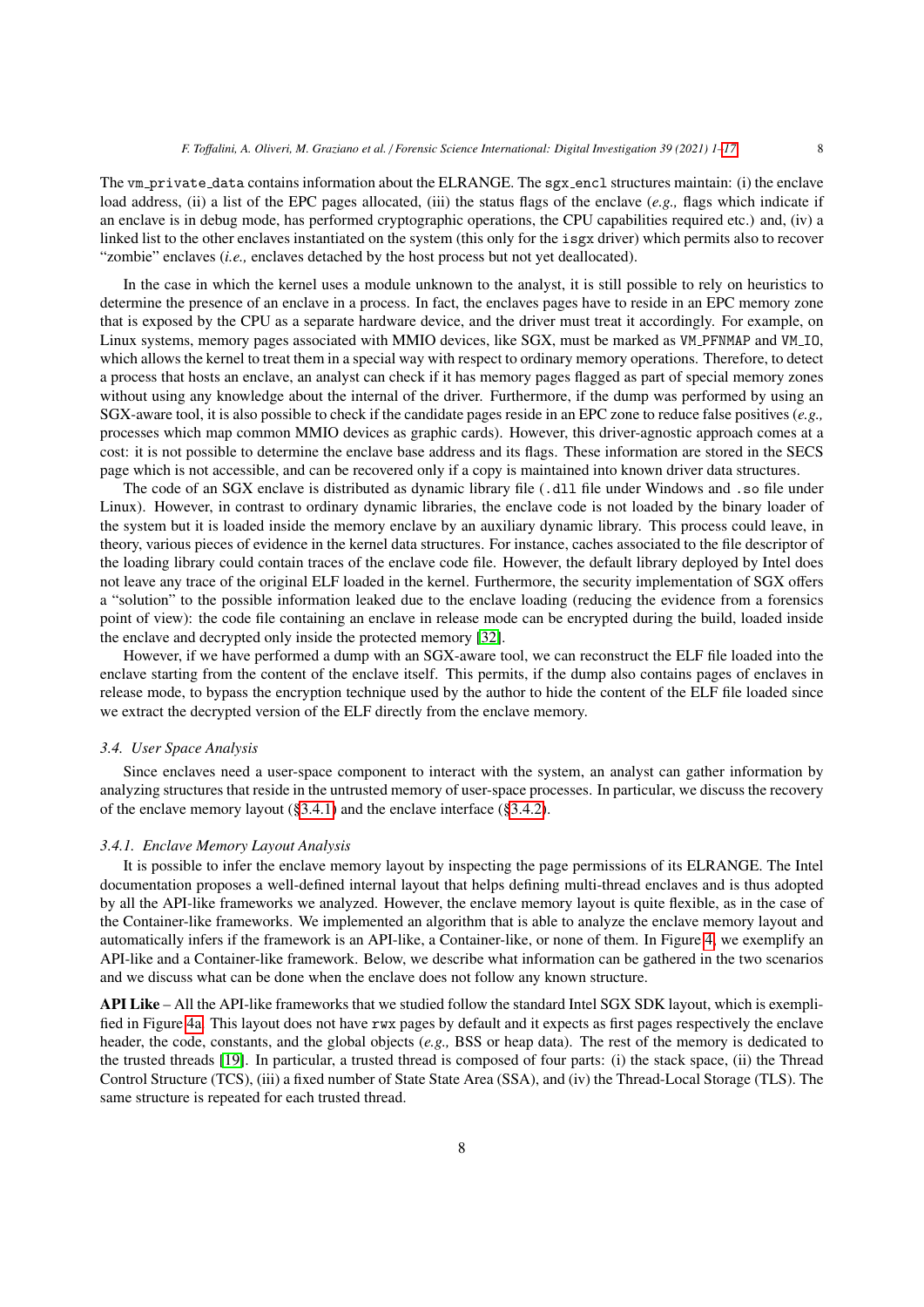The `vm_private_data` contains information about the ELRANGE. The `sgx_encl` structures maintain: (i) the enclave load address, (ii) a list of the EPC pages allocated, (iii) the status flags of the enclave (*e.g.,* flags which indicate if an enclave is in debug mode, has performed cryptographic operations, the CPU capabilities required etc.) and, (iv) a linked list to the other enclaves instantiated on the system (this only for the `isgx` driver) which permits also to recover "zombie" enclaves (*i.e.,* enclaves detached by the host process but not yet deallocated).

In the case in which the kernel uses a module unknown to the analyst, it is still possible to rely on heuristics to determine the presence of an enclave in a process. In fact, the enclaves pages have to reside in an EPC memory zone that is exposed by the CPU as a separate hardware device, and the driver must treat it accordingly. For example, on Linux systems, memory pages associated with MMIO devices, like SGX, must be marked as `VM_PFNMAP` and `VM_IO`, which allows the kernel to treat them in a special way with respect to ordinary memory operations. Therefore, to detect a process that hosts an enclave, an analyst can check if it has memory pages flagged as part of special memory zones without using any knowledge about the internal of the driver. Furthermore, if the dump was performed by using an SGX-aware tool, it is also possible to check if the candidate pages reside in an EPC zone to reduce false positives (*e.g.,* processes which map common MMIO devices as graphic cards). However, this driver-agnostic approach comes at a cost: it is not possible to determine the enclave base address and its flags. These information are stored in the SECS page which is not accessible, and can be recovered only if a copy is maintained into known driver data structures.

The code of an SGX enclave is distributed as dynamic library file (`.dll` file under Windows and `.so` file under Linux). However, in contrast to ordinary dynamic libraries, the enclave code is not loaded by the binary loader of the system but it is loaded inside the memory enclave by an auxiliary dynamic library. This process could leave, in theory, various pieces of evidence in the kernel data structures. For instance, caches associated to the file descriptor of the loading library could contain traces of the enclave code file. However, the default library deployed by Intel does not leave any trace of the original ELF loaded in the kernel. Furthermore, the security implementation of SGX offers a "solution" to the possible information leaked due to the enclave loading (reducing the evidence from a forensics point of view): the code file containing an enclave in release mode can be encrypted during the build, loaded inside the enclave and decrypted only inside the protected memory [32].

However, if we have performed a dump with an SGX-aware tool, we can reconstruct the ELF file loaded into the enclave starting from the content of the enclave itself. This permits, if the dump also contains pages of enclaves in release mode, to bypass the encryption technique used by the author to hide the content of the ELF file loaded since we extract the decrypted version of the ELF directly from the enclave memory.

### 3.4. User Space Analysis

Since enclaves need a user-space component to interact with the system, an analyst can gather information by analyzing structures that reside in the untrusted memory of user-space processes. In particular, we discuss the recovery of the enclave memory layout (§3.4.1) and the enclave interface (§3.4.2).

#### 3.4.1. Enclave Memory Layout Analysis

It is possible to infer the enclave memory layout by inspecting the page permissions of its ELRANGE. The Intel documentation proposes a well-defined internal layout that helps defining multi-thread enclaves and is thus adopted by all the API-like frameworks we analyzed. However, the enclave memory layout is quite flexible, as in the case of the Container-like frameworks. We implemented an algorithm that is able to analyze the enclave memory layout and automatically infers if the framework is an API-like, a Container-like, or none of them. In Figure 4, we exemplify an API-like and a Container-like framework. Below, we describe what information can be gathered in the two scenarios and we discuss what can be done when the enclave does not follow any known structure.

**API Like** – All the API-like frameworks that we studied follow the standard Intel SGX SDK layout, which is exemplified in Figure 4a. This layout does not have `rwx` pages by default and it expects as first pages respectively the enclave header, the code, constants, and the global objects (*e.g.,* BSS or heap data). The rest of the memory is dedicated to the trusted threads [19]. In particular, a trusted thread is composed of four parts: (i) the stack space, (ii) the Thread Control Structure (TCS), (iii) a fixed number of State State Area (SSA), and (iv) the Thread-Local Storage (TLS). The same structure is repeated for each trusted thread.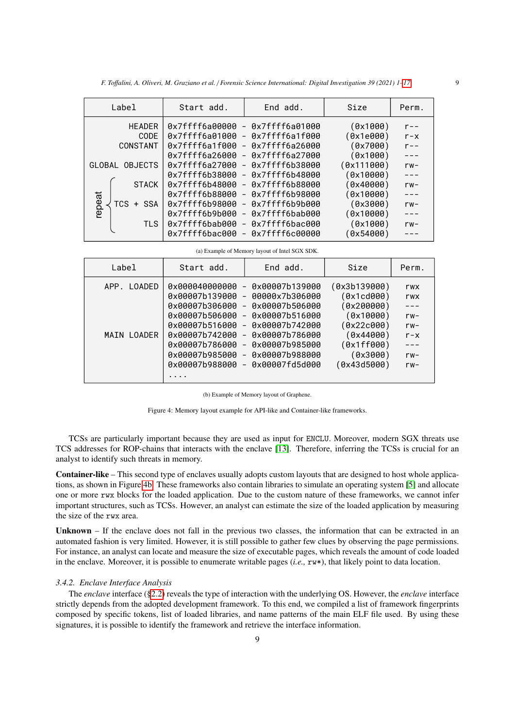| Label | Start add. | End add. | Size | Perm. |
|---|---|---|---|---|
| HEADER | 0x7ffff6a00000 - | 0x7ffff6a01000 | (0x1000) | r-- |
| CODE | 0x7ffff6a01000 - | 0x7ffff6a1f000 | (0x1e000) | r-x |
| CONSTANT | 0x7ffff6a1f000 - | 0x7ffff6a26000 | (0x7000) | r-- |
| | 0x7ffff6a26000 - | 0x7ffff6a27000 | (0x1000) | --- |
| GLOBAL OBJECTS | 0x7ffff6a27000 - | 0x7ffff6b38000 | (0x111000) | rw- |
| | 0x7ffff6b38000 - | 0x7ffff6b48000 | (0x10000) | --- |
| repeat: STACK | 0x7ffff6b48000 - | 0x7ffff6b88000 | (0x40000) | rw- |
| | 0x7ffff6b88000 - | 0x7ffff6b98000 | (0x10000) | --- |
| repeat: TCS + SSA | 0x7ffff6b98000 - | 0x7ffff6b9b000 | (0x3000) | rw- |
| | 0x7ffff6b9b000 - | 0x7ffff6bab000 | (0x10000) | --- |
| repeat: TLS | 0x7ffff6bab000 - | 0x7ffff6bac000 | (0x1000) | rw- |
| | 0x7ffff6bac000 - | 0x7ffff6c00000 | (0x54000) | --- |

(a) Example of Memory layout of Intel SGX SDK.

| Label | Start add. | End add. | Size | Perm. |
|---|---|---|---|---|
| APP. LOADED | 0x000040000000 - | 0x00007b139000 | (0x3b139000) | rwx |
| | 0x00007b139000 - | 00000x7b306000 | (0x1cd000) | rwx |
| | 0x00007b306000 - | 0x00007b506000 | (0x200000) | --- |
| | 0x00007b506000 - | 0x00007b516000 | (0x10000) | rw- |
| | 0x00007b516000 - | 0x00007b742000 | (0x22c000) | rw- |
| MAIN LOADER | 0x00007b742000 - | 0x00007b786000 | (0x44000) | r-x |
| | 0x00007b786000 - | 0x00007b985000 | (0x1ff000) | --- |
| | 0x00007b985000 - | 0x00007b988000 | (0x3000) | rw- |
| | 0x00007b988000 - | 0x00007fd5d000 | (0x43d5000) | rw- |
| | .... | | | |

(b) Example of Memory layout of Graphene.

Figure 4: Memory layout example for API-like and Container-like frameworks.

TCSs are particularly important because they are used as input for ENCLU. Moreover, modern SGX threats use TCS addresses for ROP-chains that interacts with the enclave [13]. Therefore, inferring the TCSs is crucial for an analyst to identify such threats in memory.

**Container-like** – This second type of enclaves usually adopts custom layouts that are designed to host whole applications, as shown in Figure 4b. These frameworks also contain libraries to simulate an operating system [5] and allocate one or more rwx blocks for the loaded application. Due to the custom nature of these frameworks, we cannot infer important structures, such as TCSs. However, an analyst can estimate the size of the loaded application by measuring the size of the rwx area.

**Unknown** – If the enclave does not fall in the previous two classes, the information that can be extracted in an automated fashion is very limited. However, it is still possible to gather few clues by observing the page permissions. For instance, an analyst can locate and measure the size of executable pages, which reveals the amount of code loaded in the enclave. Moreover, it is possible to enumerate writable pages (*i.e.,* rw*), that likely point to data location.

### *3.4.2. Enclave Interface Analysis*

The *enclave* interface (§2.2) reveals the type of interaction with the underlying OS. However, the *enclave* interface strictly depends from the adopted development framework. To this end, we compiled a list of framework fingerprints composed by specific tokens, list of loaded libraries, and name patterns of the main ELF file used. By using these signatures, it is possible to identify the framework and retrieve the interface information.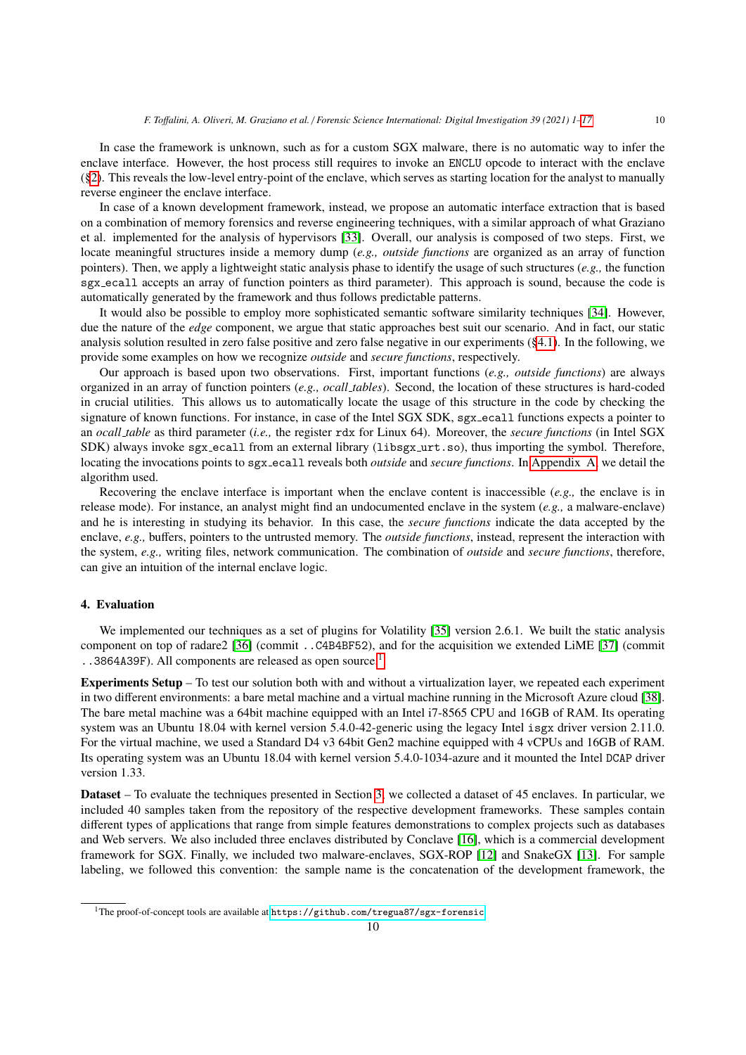In case the framework is unknown, such as for a custom SGX malware, there is no automatic way to infer the enclave interface. However, the host process still requires to invoke an `ENCLU` opcode to interact with the enclave (§2). This reveals the low-level entry-point of the enclave, which serves as starting location for the analyst to manually reverse engineer the enclave interface.

In case of a known development framework, instead, we propose an automatic interface extraction that is based on a combination of memory forensics and reverse engineering techniques, with a similar approach of what Graziano et al. implemented for the analysis of hypervisors [33]. Overall, our analysis is composed of two steps. First, we locate meaningful structures inside a memory dump (*e.g., outside functions* are organized as an array of function pointers). Then, we apply a lightweight static analysis phase to identify the usage of such structures (*e.g.,* the function `sgx_ecall` accepts an array of function pointers as third parameter). This approach is sound, because the code is automatically generated by the framework and thus follows predictable patterns.

It would also be possible to employ more sophisticated semantic software similarity techniques [34]. However, due the nature of the *edge* component, we argue that static approaches best suit our scenario. And in fact, our static analysis solution resulted in zero false positive and zero false negative in our experiments (§4.1). In the following, we provide some examples on how we recognize *outside* and *secure functions*, respectively.

Our approach is based upon two observations. First, important functions (*e.g., outside functions*) are always organized in an array of function pointers (*e.g., ocall_tables*). Second, the location of these structures is hard-coded in crucial utilities. This allows us to automatically locate the usage of this structure in the code by checking the signature of known functions. For instance, in case of the Intel SGX SDK, `sgx_ecall` functions expects a pointer to an *ocall_table* as third parameter (*i.e.,* the register `rdx` for Linux 64). Moreover, the *secure functions* (in Intel SGX SDK) always invoke `sgx_ecall` from an external library (`libsgx_urt.so`), thus importing the symbol. Therefore, locating the invocations points to `sgx_ecall` reveals both *outside* and *secure functions*. In Appendix A, we detail the algorithm used.

Recovering the enclave interface is important when the enclave content is inaccessible (*e.g.,* the enclave is in release mode). For instance, an analyst might find an undocumented enclave in the system (*e.g.,* a malware-enclave) and he is interesting in studying its behavior. In this case, the *secure functions* indicate the data accepted by the enclave, *e.g.,* buffers, pointers to the untrusted memory. The *outside functions*, instead, represent the interaction with the system, *e.g.,* writing files, network communication. The combination of *outside* and *secure functions*, therefore, can give an intuition of the internal enclave logic.

## 4. Evaluation

We implemented our techniques as a set of plugins for Volatility [35] version 2.6.1. We built the static analysis component on top of radare2 [36] (commit `..C4B4BF52`), and for the acquisition we extended LiME [37] (commit `..3864A39F`). All components are released as open source.[1]

**Experiments Setup** – To test our solution both with and without a virtualization layer, we repeated each experiment in two different environments: a bare metal machine and a virtual machine running in the Microsoft Azure cloud [38]. The bare metal machine was a 64bit machine equipped with an Intel i7-8565 CPU and 16GB of RAM. Its operating system was an Ubuntu 18.04 with kernel version 5.4.0-42-generic using the legacy Intel `isgx` driver version 2.11.0. For the virtual machine, we used a Standard D4 v3 64bit Gen2 machine equipped with 4 vCPUs and 16GB of RAM. Its operating system was an Ubuntu 18.04 with kernel version 5.4.0-1034-azure and it mounted the Intel `DCAP` driver version 1.33.

**Dataset** – To evaluate the techniques presented in Section 3, we collected a dataset of 45 enclaves. In particular, we included 40 samples taken from the repository of the respective development frameworks. These samples contain different types of applications that range from simple features demonstrations to complex projects such as databases and Web servers. We also included three enclaves distributed by Conclave [16], which is a commercial development framework for SGX. Finally, we included two malware-enclaves, SGX-ROP [12] and SnakeGX [13]. For sample labeling, we followed this convention: the sample name is the concatenation of the development framework, the

[1] The proof-of-concept tools are available at `https://github.com/tregua87/sgx-forensic`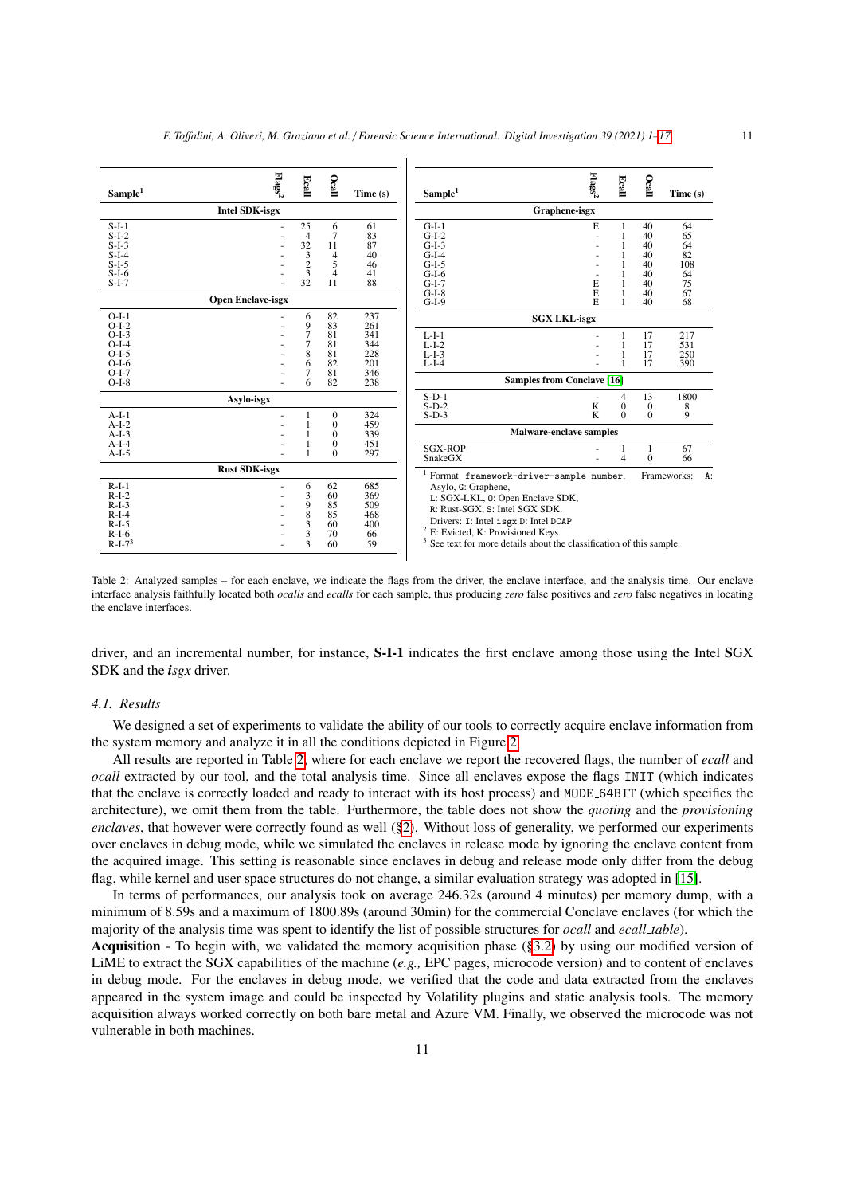| Sample[1] | Flags[2] | Ecall | Ocall | Time (s) |
|---|---|---|---|---|
| **Intel SDK-isgx** | | | | |
| S-I-1 | - | 25 | 6 | 61 |
| S-I-2 | - | 4 | 7 | 83 |
| S-I-3 | - | 32 | 11 | 87 |
| S-I-4 | - | 3 | 4 | 40 |
| S-I-5 | - | 2 | 5 | 46 |
| S-I-6 | - | 3 | 4 | 41 |
| S-I-7 | - | 32 | 11 | 88 |
| **Open Enclave-isgx** | | | | |
| O-I-1 | - | 6 | 82 | 237 |
| O-I-2 | - | 9 | 83 | 261 |
| O-I-3 | - | 7 | 81 | 341 |
| O-I-4 | - | 7 | 81 | 344 |
| O-I-5 | - | 8 | 81 | 228 |
| O-I-6 | - | 6 | 82 | 201 |
| O-I-7 | - | 7 | 81 | 346 |
| O-I-8 | - | 6 | 82 | 238 |
| **Asylo-isgx** | | | | |
| A-I-1 | - | 1 | 0 | 324 |
| A-I-2 | - | 1 | 0 | 459 |
| A-I-3 | - | 1 | 0 | 339 |
| A-I-4 | - | 1 | 0 | 451 |
| A-I-5 | - | 1 | 0 | 297 |
| **Rust SDK-isgx** | | | | |
| R-I-1 | - | 6 | 62 | 685 |
| R-I-2 | - | 3 | 60 | 369 |
| R-I-3 | - | 9 | 85 | 509 |
| R-I-4 | - | 8 | 85 | 468 |
| R-I-5 | - | 3 | 60 | 400 |
| R-I-6 | - | 3 | 70 | 66 |
| R-I-7[3] | - | 3 | 60 | 59 |
| **Graphene-isgx** | | | | |
| G-I-1 | E | 1 | 40 | 64 |
| G-I-2 | - | 1 | 40 | 65 |
| G-I-3 | - | 1 | 40 | 64 |
| G-I-4 | - | 1 | 40 | 82 |
| G-I-5 | - | 1 | 40 | 108 |
| G-I-6 | - | 1 | 40 | 64 |
| G-I-7 | E | 1 | 40 | 75 |
| G-I-8 | E | 1 | 40 | 67 |
| G-I-9 | E | 1 | 40 | 68 |
| **SGX LKL-isgx** | | | | |
| L-I-1 | - | 1 | 17 | 217 |
| L-I-2 | - | 1 | 17 | 531 |
| L-I-3 | - | 1 | 17 | 250 |
| L-I-4 | - | 1 | 17 | 390 |
| **Samples from Conclave [16]** | | | | |
| S-D-1 | - | 4 | 13 | 1800 |
| S-D-2 | K | 0 | 0 | 8 |
| S-D-3 | K | 0 | 0 | 9 |
| **Malware-enclave samples** | | | | |
| SGX-ROP | - | 1 | 1 | 67 |
| SnakeGX | - | 4 | 0 | 66 |

[1] Format `framework-driver-sample number`. Frameworks: `A`: Asylo, `G`: Graphene, `L`: SGX-LKL, `O`: Open Enclave SDK, `R`: Rust-SGX, `S`: Intel SGX SDK. Drivers: `I`: Intel `isgx` `D`: Intel `DCAP`
[2] E: Evicted, K: Provisioned Keys
[3] See text for more details about the classification of this sample.

Table 2: Analyzed samples – for each enclave, we indicate the flags from the driver, the enclave interface, and the analysis time. Our enclave interface analysis faithfully located both *ocalls* and *ecalls* for each sample, thus producing *zero* false positives and *zero* false negatives in locating the enclave interfaces.

driver, and an incremental number, for instance, **S-I-1** indicates the first enclave among those using the Intel **S**GX SDK and the ***i**sgx* driver.

### 4.1. Results

We designed a set of experiments to validate the ability of our tools to correctly acquire enclave information from the system memory and analyze it in all the conditions depicted in Figure 2.

All results are reported in Table 2, where for each enclave we report the recovered flags, the number of *ecall* and *ocall* extracted by our tool, and the total analysis time. Since all enclaves expose the flags `INIT` (which indicates that the enclave is correctly loaded and ready to interact with its host process) and `MODE_64BIT` (which specifies the architecture), we omit them from the table. Furthermore, the table does not show the *quoting* and the *provisioning enclaves*, that however were correctly found as well (§2). Without loss of generality, we performed our experiments over enclaves in debug mode, while we simulated the enclaves in release mode by ignoring the enclave content from the acquired image. This setting is reasonable since enclaves in debug and release mode only differ from the debug flag, while kernel and user space structures do not change, a similar evaluation strategy was adopted in [15].

In terms of performances, our analysis took on average 246.32s (around 4 minutes) per memory dump, with a minimum of 8.59s and a maximum of 1800.89s (around 30min) for the commercial Conclave enclaves (for which the majority of the analysis time was spent to identify the list of possible structures for *ocall* and *ecall_table*).

**Acquisition** - To begin with, we validated the memory acquisition phase (§3.2) by using our modified version of LiME to extract the SGX capabilities of the machine (*e.g.,* EPC pages, microcode version) and to content of enclaves in debug mode. For the enclaves in debug mode, we verified that the code and data extracted from the enclaves appeared in the system image and could be inspected by Volatility plugins and static analysis tools. The memory acquisition always worked correctly on both bare metal and Azure VM. Finally, we observed the microcode was not vulnerable in both machines.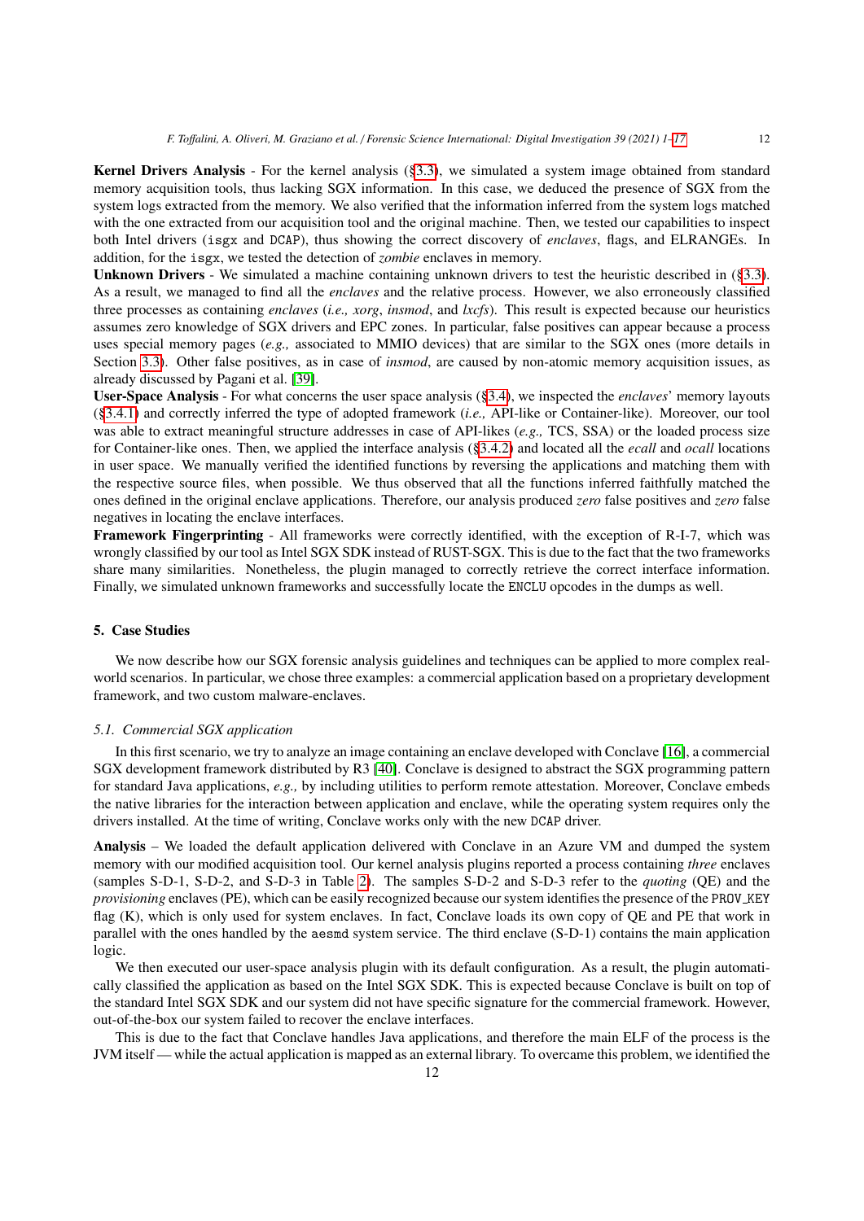**Kernel Drivers Analysis** - For the kernel analysis (§3.3), we simulated a system image obtained from standard memory acquisition tools, thus lacking SGX information. In this case, we deduced the presence of SGX from the system logs extracted from the memory. We also verified that the information inferred from the system logs matched with the one extracted from our acquisition tool and the original machine. Then, we tested our capabilities to inspect both Intel drivers (`isgx` and `DCAP`), thus showing the correct discovery of *enclaves*, flags, and ELRANGEs. In addition, for the `isgx`, we tested the detection of *zombie* enclaves in memory.

**Unknown Drivers** - We simulated a machine containing unknown drivers to test the heuristic described in (§3.3). As a result, we managed to find all the *enclaves* and the relative process. However, we also erroneously classified three processes as containing *enclaves* (*i.e., xorg*, *insmod*, and *lxcfs*). This result is expected because our heuristics assumes zero knowledge of SGX drivers and EPC zones. In particular, false positives can appear because a process uses special memory pages (*e.g.,* associated to MMIO devices) that are similar to the SGX ones (more details in Section 3.3). Other false positives, as in case of *insmod*, are caused by non-atomic memory acquisition issues, as already discussed by Pagani et al. [39].

**User-Space Analysis** - For what concerns the user space analysis (§3.4), we inspected the *enclaves*' memory layouts (§3.4.1) and correctly inferred the type of adopted framework (*i.e.,* API-like or Container-like). Moreover, our tool was able to extract meaningful structure addresses in case of API-likes (*e.g.,* TCS, SSA) or the loaded process size for Container-like ones. Then, we applied the interface analysis (§3.4.2) and located all the *ecall* and *ocall* locations in user space. We manually verified the identified functions by reversing the applications and matching them with the respective source files, when possible. We thus observed that all the functions inferred faithfully matched the ones defined in the original enclave applications. Therefore, our analysis produced *zero* false positives and *zero* false negatives in locating the enclave interfaces.

**Framework Fingerprinting** - All frameworks were correctly identified, with the exception of R-I-7, which was wrongly classified by our tool as Intel SGX SDK instead of RUST-SGX. This is due to the fact that the two frameworks share many similarities. Nonetheless, the plugin managed to correctly retrieve the correct interface information. Finally, we simulated unknown frameworks and successfully locate the `ENCLU` opcodes in the dumps as well.

## 5. Case Studies

We now describe how our SGX forensic analysis guidelines and techniques can be applied to more complex real-world scenarios. In particular, we chose three examples: a commercial application based on a proprietary development framework, and two custom malware-enclaves.

### 5.1. Commercial SGX application

In this first scenario, we try to analyze an image containing an enclave developed with Conclave [16], a commercial SGX development framework distributed by R3 [40]. Conclave is designed to abstract the SGX programming pattern for standard Java applications, *e.g.,* by including utilities to perform remote attestation. Moreover, Conclave embeds the native libraries for the interaction between application and enclave, while the operating system requires only the drivers installed. At the time of writing, Conclave works only with the new `DCAP` driver.

**Analysis** – We loaded the default application delivered with Conclave in an Azure VM and dumped the system memory with our modified acquisition tool. Our kernel analysis plugins reported a process containing *three* enclaves (samples S-D-1, S-D-2, and S-D-3 in Table 2). The samples S-D-2 and S-D-3 refer to the *quoting* (QE) and the *provisioning* enclaves (PE), which can be easily recognized because our system identifies the presence of the `PROV_KEY` flag (K), which is only used for system enclaves. In fact, Conclave loads its own copy of QE and PE that work in parallel with the ones handled by the `aesmd` system service. The third enclave (S-D-1) contains the main application logic.

We then executed our user-space analysis plugin with its default configuration. As a result, the plugin automatically classified the application as based on the Intel SGX SDK. This is expected because Conclave is built on top of the standard Intel SGX and our system did not have specific signature for the commercial framework. However, out-of-the-box our system failed to recover the enclave interfaces.

This is due to the fact that Conclave handles Java applications, and therefore the main ELF of the process is the JVM itself — while the actual application is mapped as an external library. To overcame this problem, we identified the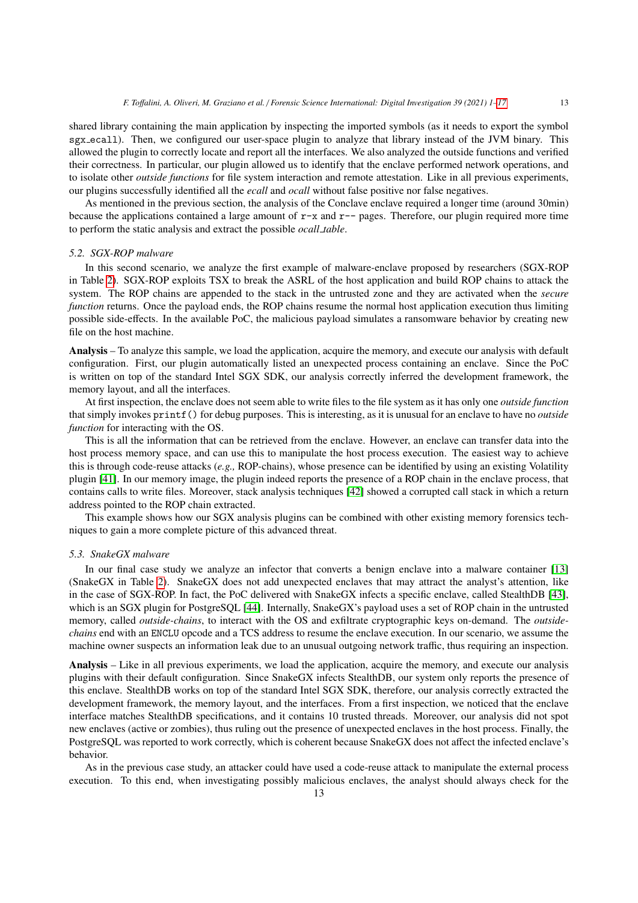shared library containing the main application by inspecting the imported symbols (as it needs to export the symbol `sgx_ecall`). Then, we configured our user-space plugin to analyze that library instead of the JVM binary. This allowed the plugin to correctly locate and report all the interfaces. We also analyzed the outside functions and verified their correctness. In particular, our plugin allowed us to identify that the enclave performed network operations, and to isolate other *outside functions* for file system interaction and remote attestation. Like in all previous experiments, our plugins successfully identified all the *ecall* and *ocall* without false positive nor false negatives.

As mentioned in the previous section, the analysis of the Conclave enclave required a longer time (around 30min) because the applications contained a large amount of `r-x` and `r--` pages. Therefore, our plugin required more time to perform the static analysis and extract the possible *ocall_table*.

### 5.2. SGX-ROP malware

In this second scenario, we analyze the first example of malware-enclave proposed by researchers (SGX-ROP in Table 2). SGX-ROP exploits TSX to break the ASRL of the host application and build ROP chains to attack the system. The ROP chains are appended to the stack in the untrusted zone and they are activated when the *secure function* returns. Once the payload ends, the ROP chains resume the normal host application execution thus limiting possible side-effects. In the available PoC, the malicious payload simulates a ransomware behavior by creating new file on the host machine.

**Analysis** – To analyze this sample, we load the application, acquire the memory, and execute our analysis with default configuration. First, our plugin automatically listed an unexpected process containing an enclave. Since the PoC is written on top of the standard Intel SGX SDK, our analysis correctly inferred the development framework, the memory layout, and all the interfaces.

At first inspection, the enclave does not seem able to write files to the file system as it has only one *outside function* that simply invokes `printf()` for debug purposes. This is interesting, as it is unusual for an enclave to have no *outside function* for interacting with the OS.

This is all the information that can be retrieved from the enclave. However, an enclave can transfer data into the host process memory space, and can use this to manipulate the host process execution. The easiest way to achieve this is through code-reuse attacks (*e.g.,* ROP-chains), whose presence can be identified by using an existing Volatility plugin [41]. In our memory image, the plugin indeed reports the presence of a ROP chain in the enclave process, that contains calls to write files. Moreover, stack analysis techniques [42] showed a corrupted call stack in which a return address pointed to the ROP chain extracted.

This example shows how our SGX analysis plugins can be combined with other existing memory forensics techniques to gain a more complete picture of this advanced threat.

### 5.3. SnakeGX malware

In our final case study we analyze an infector that converts a benign enclave into a malware container [13] (SnakeGX in Table 2). SnakeGX does not add unexpected enclaves that may attract the analyst's attention, like in the case of SGX-ROP. In fact, the PoC delivered with SnakeGX infects a specific enclave, called StealthDB [43], which is an SGX plugin for PostgreSQL [44]. Internally, SnakeGX's payload uses a set of ROP chain in the untrusted memory, called *outside-chains*, to interact with the OS and exfiltrate cryptographic keys on-demand. The *outside-chains* end with an `ENCLU` opcode and a TCS address to resume the enclave execution. In our scenario, we assume the machine owner suspects an information leak due to an unusual outgoing network traffic, thus requiring an inspection.

**Analysis** – Like in all previous experiments, we load the application, acquire the memory, and execute our analysis plugins with their default configuration. Since SnakeGX infects StealthDB, our system only reports the presence of this enclave. StealthDB works on top of the standard Intel SGX SDK, therefore, our analysis correctly extracted the development framework, the memory layout, and the interfaces. From a first inspection, we noticed that the enclave interface matches StealthDB specifications, and it contains 10 trusted threads. Moreover, our analysis did not spot new enclaves (active or zombies), thus ruling out the presence of unexpected enclaves in the host process. Finally, the PostgreSQL was reported to work correctly, which is coherent because SnakeGX does not affect the infected enclave's behavior.

As in the previous case study, an attacker could have used a code-reuse attack to manipulate the external process execution. To this end, when investigating possibly malicious enclaves, the analyst should always check for the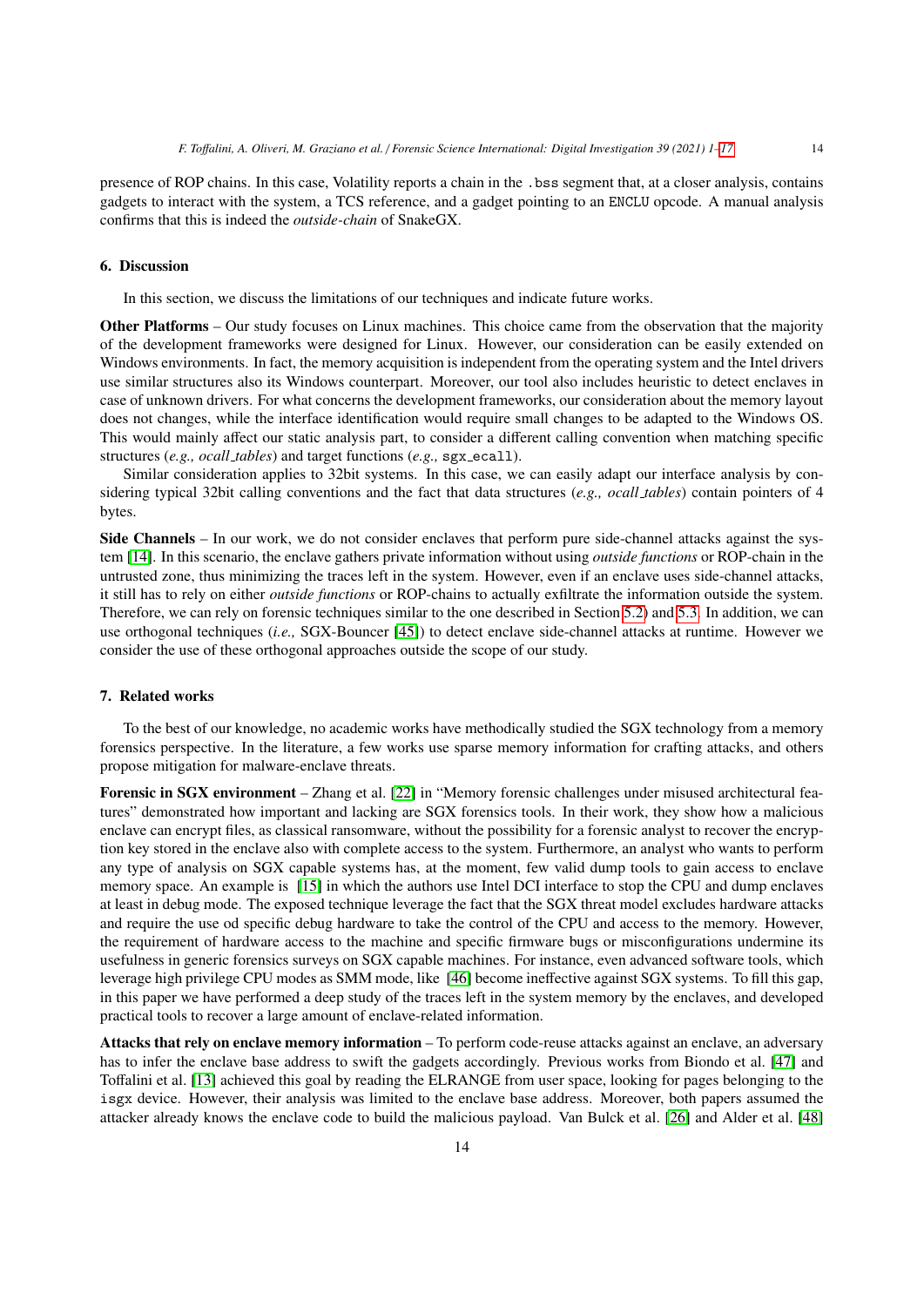presence of ROP chains. In this case, Volatility reports a chain in the `.bss` segment that, at a closer analysis, contains gadgets to interact with the system, a TCS reference, and a gadget pointing to an ENCLU opcode. A manual analysis confirms that this is indeed the *outside-chain* of SnakeGX.

## 6. Discussion

In this section, we discuss the limitations of our techniques and indicate future works.

**Other Platforms** – Our study focuses on Linux machines. This choice came from the observation that the majority of the development frameworks were designed for Linux. However, our consideration can be easily extended on Windows environments. In fact, the memory acquisition is independent from the operating system and the Intel drivers use similar structures also its Windows counterpart. Moreover, our tool also includes heuristic to detect enclaves in case of unknown drivers. For what concerns the development frameworks, our consideration about the memory layout does not changes, while the interface identification would require small changes to be adapted to the Windows OS. This would mainly affect our static analysis part, to consider a different calling convention when matching specific structures (*e.g., ocall_tables*) and target functions (*e.g.,* `sgx_ecall`).

Similar consideration applies to 32bit systems. In this case, we can easily adapt our interface analysis by considering typical 32bit calling conventions and the fact that data structures (*e.g., ocall_tables*) contain pointers of 4 bytes.

**Side Channels** – In our work, we do not consider enclaves that perform pure side-channel attacks against the system [14]. In this scenario, the enclave gathers private information without using *outside functions* or ROP-chain in the untrusted zone, thus minimizing the traces left in the system. However, even if an enclave uses side-channel attacks, it still has to rely on either *outside functions* or ROP-chains to actually exfiltrate the information outside the system. Therefore, we can rely on forensic techniques similar to the one described in Section 5.2) and 5.3. In addition, we can use orthogonal techniques (*i.e.,* SGX-Bouncer [45]) to detect enclave side-channel attacks at runtime. However we consider the use of these orthogonal approaches outside the scope of our study.

## 7. Related works

To the best of our knowledge, no academic works have methodically studied the SGX technology from a memory forensics perspective. In the literature, a few works use sparse memory information for crafting attacks, and others propose mitigation for malware-enclave threats.

**Forensic in SGX environment** – Zhang et al. [22] in "Memory forensic challenges under misused architectural features" demonstrated how important and lacking are SGX forensics tools. In their work, they show how a malicious enclave can encrypt files, as classical ransomware, without the possibility for a forensic analyst to recover the encryption key stored in the enclave also with complete access to the system. Furthermore, an analyst who wants to perform any type of analysis on SGX capable systems has, at the moment, few valid dump tools to gain access to enclave memory space. An example is [15] in which the authors use Intel DCI interface to stop the CPU and dump enclaves at least in debug mode. The exposed technique leverage the fact that the SGX threat model excludes hardware attacks and require the use od specific debug hardware to take the control of the CPU and access to the memory. However, the requirement of hardware access to the machine and specific firmware bugs or misconfigurations undermine its usefulness in generic forensics surveys on SGX capable machines. For instance, even advanced software tools, which leverage high privilege CPU modes as SMM mode, like [46] become ineffective against SGX systems. To fill this gap, in this paper we have performed a deep study of the traces left in the system memory by the enclaves, and developed practical tools to recover a large amount of enclave-related information.

**Attacks that rely on enclave memory information** – To perform code-reuse attacks against an enclave, an adversary has to infer the enclave base address to swift the gadgets accordingly. Previous works from Biondo et al. [47] and Toffalini et al. [13] achieved this goal by reading the ELRANGE from user space, looking for pages belonging to the `isgx` device. However, their analysis was limited to the enclave base address. Moreover, both papers assumed the attacker already knows the enclave code to build the malicious payload. Van Bulck et al. [26] and Alder et al. [48]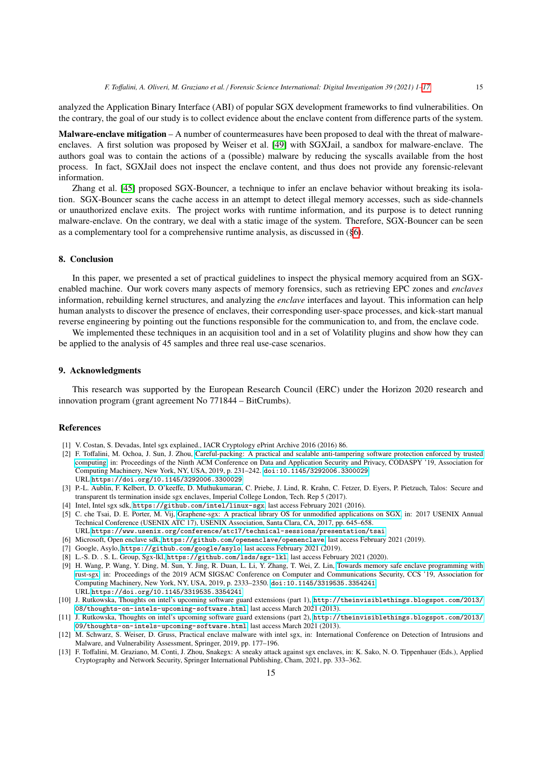analyzed the Application Binary Interface (ABI) of popular SGX development frameworks to find vulnerabilities. On the contrary, the goal of our study is to collect evidence about the enclave content from difference parts of the system.

**Malware-enclave mitigation** – A number of countermeasures have been proposed to deal with the threat of malware-enclaves. A first solution was proposed by Weiser et al. [49] with SGXJail, a sandbox for malware-enclave. The authors goal was to contain the actions of a (possible) malware by reducing the syscalls available from the host process. In fact, SGXJail does not inspect the enclave content, and thus does not provide any forensic-relevant information.

Zhang et al. [45] proposed SGX-Bouncer, a technique to infer an enclave behavior without breaking its isolation. SGX-Bouncer scans the cache access in an attempt to detect illegal memory accesses, such as side-channels or unauthorized enclave exits. The project works with runtime information, and its purpose is to detect running malware-enclave. On the contrary, we deal with a static image of the system. Therefore, SGX-Bouncer can be seen as a complementary tool for a comprehensive runtime analysis, as discussed in (§6).

## 8. Conclusion

In this paper, we presented a set of practical guidelines to inspect the physical memory acquired from an SGX-enabled machine. Our work covers many aspects of memory forensics, such as retrieving EPC zones and *enclaves* information, rebuilding kernel structures, and analyzing the *enclave* interfaces and layout. This information can help human analysts to discover the presence of enclaves, their corresponding user-space processes, and kick-start manual reverse engineering by pointing out the functions responsible for the communication to, and from, the enclave code.

We implemented these techniques in an acquisition tool and in a set of Volatility plugins and show how they can be applied to the analysis of 45 samples and three real use-case scenarios.

## 9. Acknowledgments

This research was supported by the European Research Council (ERC) under the Horizon 2020 research and innovation program (grant agreement No 771844 – BitCrumbs).

## References

[1] V. Costan, S. Devadas, Intel sgx explained., IACR Cryptology ePrint Archive 2016 (2016) 86.

[2] F. Toffalini, M. Ochoa, J. Sun, J. Zhou, Careful-packing: A practical and scalable anti-tampering software protection enforced by trusted computing, in: Proceedings of the Ninth ACM Conference on Data and Application Security and Privacy, CODASPY '19, Association for Computing Machinery, New York, NY, USA, 2019, p. 231–242. doi:10.1145/3292006.3300029. URL https://doi.org/10.1145/3292006.3300029

[3] P.-L. Aublin, F. Kelbert, D. O'keeffe, D. Muthukumaran, C. Priebe, J. Lind, R. Krahn, C. Fetzer, D. Eyers, P. Pietzuch, Talos: Secure and transparent tls termination inside sgx enclaves, Imperial College London, Tech. Rep 5 (2017).

[4] Intel, Intel sgx sdk, https://github.com/intel/linux-sgx, last access February 2021 (2016).

[5] C. che Tsai, D. E. Porter, M. Vij, Graphene-sgx: A practical library OS for unmodified applications on SGX, in: 2017 USENIX Annual Technical Conference (USENIX ATC 17), USENIX Association, Santa Clara, CA, 2017, pp. 645–658. URL https://www.usenix.org/conference/atc17/technical-sessions/presentation/tsai

[6] Microsoft, Open enclave sdk, https://github.com/openenclave/openenclave, last access February 2021 (2019).

[7] Google, Asylo, https://github.com/google/asylo, last access February 2021 (2019).

[8] L.-S. D. . S. L. Group, Sgx-lkl, https://github.com/lsds/sgx-lkl, last access February 2021 (2020).

[9] H. Wang, P. Wang, Y. Ding, M. Sun, Y. Jing, R. Duan, L. Li, Y. Zhang, T. Wei, Z. Lin, Towards memory safe enclave programming with rust-sgx, in: Proceedings of the 2019 ACM SIGSAC Conference on Computer and Communications Security, CCS '19, Association for Computing Machinery, New York, NY, USA, 2019, p. 2333–2350. doi:10.1145/3319535.3354241. URL https://doi.org/10.1145/3319535.3354241

[10] J. Rutkowska, Thoughts on intel's upcoming software guard extensions (part 1), http://theinvisiblethings.blogspot.com/2013/08/thoughts-on-intels-upcoming-software.html, last access March 2021 (2013).

[11] J. Rutkowska, Thoughts on intel's upcoming software guard extensions (part 2), http://theinvisiblethings.blogspot.com/2013/09/thoughts-on-intels-upcoming-software.html, last access March 2021 (2013).

[12] M. Schwarz, S. Weiser, D. Gruss, Practical enclave malware with intel sgx, in: International Conference on Detection of Intrusions and Malware, and Vulnerability Assessment, Springer, 2019, pp. 177–196.

[13] F. Toffalini, M. Graziano, M. Conti, J. Zhou, Snakegx: A sneaky attack against sgx enclaves, in: K. Sako, N. O. Tippenhauer (Eds.), Applied Cryptography and Network Security, Springer International Publishing, Cham, 2021, pp. 333–362.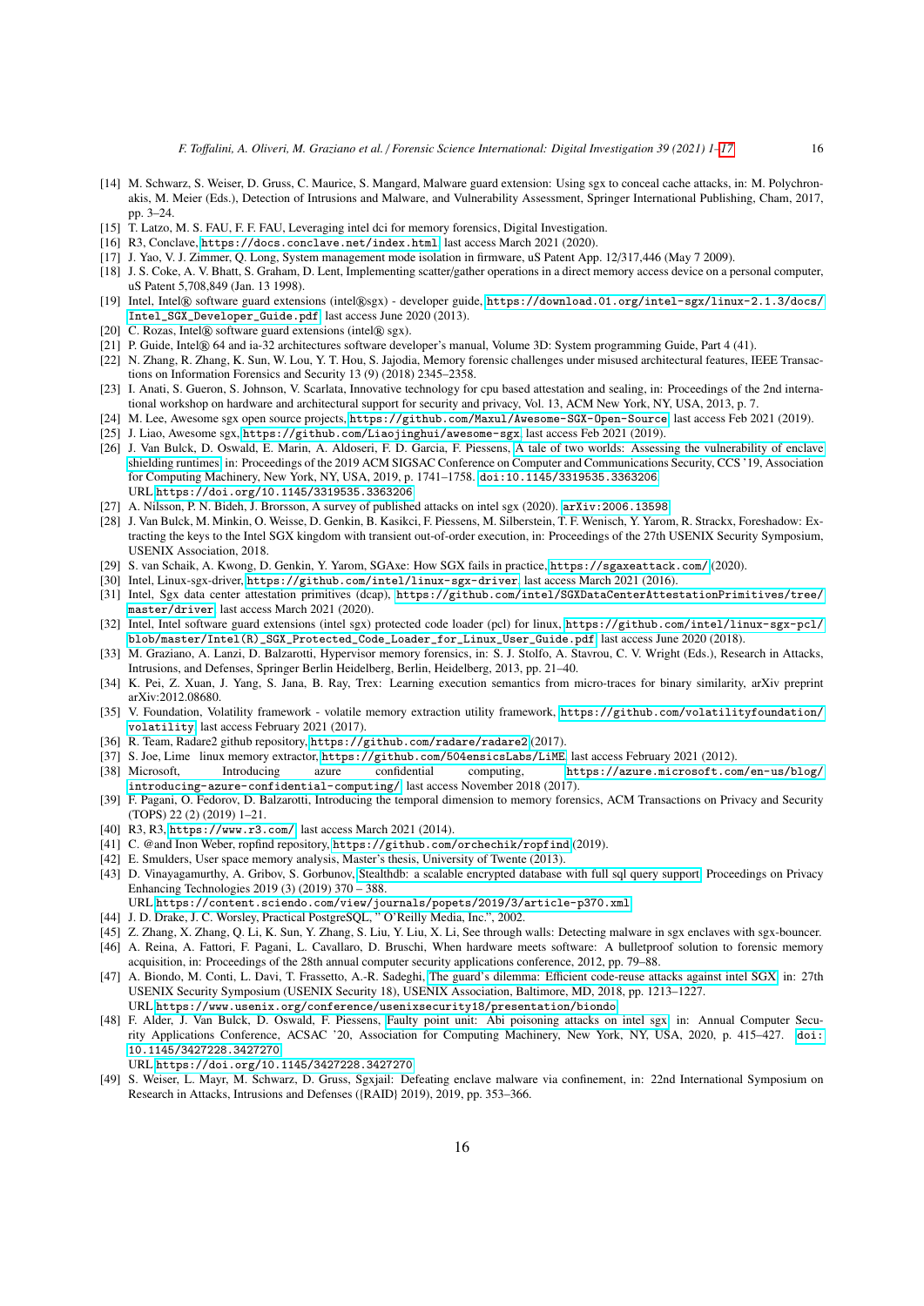[14] M. Schwarz, S. Weiser, D. Gruss, C. Maurice, S. Mangard, Malware guard extension: Using sgx to conceal cache attacks, in: M. Polychronakis, M. Meier (Eds.), Detection of Intrusions and Malware, and Vulnerability Assessment, Springer International Publishing, Cham, 2017, pp. 3–24.

[15] T. Latzo, M. S. FAU, F. F. FAU, Leveraging intel dci for memory forensics, Digital Investigation.

[16] R3, Conclave, https://docs.conclave.net/index.html, last access March 2021 (2020).

[17] J. Yao, V. J. Zimmer, Q. Long, System management mode isolation in firmware, uS Patent App. 12/317,446 (May 7 2009).

[18] J. S. Coke, A. V. Bhatt, S. Graham, D. Lent, Implementing scatter/gather operations in a direct memory access device on a personal computer, uS Patent 5,708,849 (Jan. 13 1998).

[19] Intel, Intel® software guard extensions (intel®sgx) - developer guide, https://download.01.org/intel-sgx/linux-2.1.3/docs/Intel_SGX_Developer_Guide.pdf, last access June 2020 (2013).

[20] C. Rozas, Intel® software guard extensions (intel® sgx).

[21] P. Guide, Intel® 64 and ia-32 architectures software developer's manual, Volume 3D: System programming Guide, Part 4 (41).

[22] N. Zhang, R. Zhang, K. Sun, W. Lou, Y. T. Hou, S. Jajodia, Memory forensic challenges under misused architectural features, IEEE Transactions on Information Forensics and Security 13 (9) (2018) 2345–2358.

[23] I. Anati, S. Gueron, S. Johnson, V. Scarlata, Innovative technology for cpu based attestation and sealing, in: Proceedings of the 2nd international workshop on hardware and architectural support for security and privacy, Vol. 13, ACM New York, NY, USA, 2013, p. 7.

[24] M. Lee, Awesome sgx open source projects, https://github.com/Maxul/Awesome-SGX-Open-Source, last access Feb 2021 (2019).

[25] J. Liao, Awesome sgx, https://github.com/Liaojinghui/awesome-sgx, last access Feb 2021 (2019).

[26] J. Van Bulck, D. Oswald, E. Marin, A. Aldoseri, F. D. Garcia, F. Piessens, A tale of two worlds: Assessing the vulnerability of enclave shielding runtimes, in: Proceedings of the 2019 ACM SIGSAC Conference on Computer and Communications Security, CCS '19, Association for Computing Machinery, New York, NY, USA, 2019, p. 1741–1758. doi:10.1145/3319535.3363206.
URL https://doi.org/10.1145/3319535.3363206

[27] A. Nilsson, P. N. Bideh, J. Brorsson, A survey of published attacks on intel sgx (2020). arXiv:2006.13598.

[28] J. Van Bulck, M. Minkin, O. Weisse, D. Genkin, B. Kasikci, F. Piessens, M. Silberstein, T. F. Wenisch, Y. Yarom, R. Strackx, Foreshadow: Extracting the keys to the Intel SGX kingdom with transient out-of-order execution, in: Proceedings of the 27th USENIX Security Symposium, USENIX Association, 2018.

[29] S. van Schaik, A. Kwong, D. Genkin, Y. Yarom, SGAxe: How SGX fails in practice, https://sgaxeattack.com/ (2020).

[30] Intel, Linux-sgx-driver, https://github.com/intel/linux-sgx-driver, last access March 2021 (2016).

[31] Intel, Sgx data center attestation primitives (dcap), https://github.com/intel/SGXDataCenterAttestationPrimitives/tree/master/driver, last access March 2021 (2020).

[32] Intel, Intel software guard extensions (intel sgx) protected code loader (pcl) for linux, https://github.com/intel/linux-sgx-pcl/blob/master/Intel(R)_SGX_Protected_Code_Loader_for_Linux_User_Guide.pdf, last access June 2020 (2018).

[33] M. Graziano, A. Lanzi, D. Balzarotti, Hypervisor memory forensics, in: S. J. Stolfo, A. Stavrou, C. V. Wright (Eds.), Research in Attacks, Intrusions, and Defenses, Springer Berlin Heidelberg, Berlin, Heidelberg, 2013, pp. 21–40.

[34] K. Pei, Z. Xuan, J. Yang, S. Jana, B. Ray, Trex: Learning execution semantics from micro-traces for binary similarity, arXiv preprint arXiv:2012.08680.

[35] V. Foundation, Volatility framework - volatile memory extraction utility framework, https://github.com/volatilityfoundation/volatility, last access February 2021 (2017).

[36] R. Team, Radare2 github repository, https://github.com/radare/radare2 (2017).

[37] S. Joe, Lime linux memory extractor, https://github.com/504ensicsLabs/LiME, last access February 2021 (2012).

[38] Microsoft, Introducing azure confidential computing, https://azure.microsoft.com/en-us/blog/introducing-azure-confidential-computing/, last access November 2018 (2017).

[39] F. Pagani, O. Fedorov, D. Balzarotti, Introducing the temporal dimension to memory forensics, ACM Transactions on Privacy and Security (TOPS) 22 (2) (2019) 1–21.

[40] R3, R3, https://www.r3.com/, last access March 2021 (2014).

[41] C. @and Inon Weber, ropfind repository, https://github.com/orchechik/ropfind (2019).

[42] E. Smulders, User space memory analysis, Master's thesis, University of Twente (2013).

[43] D. Vinayagamurthy, A. Gribov, S. Gorbunov, Stealthdb: a scalable encrypted database with full sql query support, Proceedings on Privacy Enhancing Technologies 2019 (3) (2019) 370 – 388.
URL https://content.sciendo.com/view/journals/popets/2019/3/article-p370.xml

[44] J. D. Drake, J. C. Worsley, Practical PostgreSQL, " O'Reilly Media, Inc.", 2002.

[45] Z. Zhang, X. Zhang, Q. Li, K. Sun, Y. Zhang, S. Liu, Y. Liu, X. Li, See through walls: Detecting malware in sgx enclaves with sgx-bouncer.

[46] A. Reina, A. Fattori, F. Pagani, L. Cavallaro, D. Bruschi, When hardware meets software: A bulletproof solution to forensic memory acquisition, in: Proceedings of the 28th annual computer security applications conference, 2012, pp. 79–88.

[47] A. Biondo, M. Conti, L. Davi, T. Frassetto, A.-R. Sadeghi, The guard's dilemma: Efficient code-reuse attacks against intel SGX, in: 27th USENIX Security Symposium (USENIX Security 18), USENIX Association, Baltimore, MD, 2018, pp. 1213–1227.
URL https://www.usenix.org/conference/usenixsecurity18/presentation/biondo

[48] F. Alder, J. Van Bulck, D. Oswald, F. Piessens, Faulty point unit: Abi poisoning attacks on intel sgx, in: Annual Computer Security Applications Conference, ACSAC '20, Association for Computing Machinery, New York, NY, USA, 2020, p. 415–427. doi:10.1145/3427228.3427270.
URL https://doi.org/10.1145/3427228.3427270

[49] S. Weiser, L. Mayr, M. Schwarz, D. Gruss, Sgxjail: Defeating enclave malware via confinement, in: 22nd International Symposium on Research in Attacks, Intrusions and Defenses ({RAID} 2019), 2019, pp. 353–366.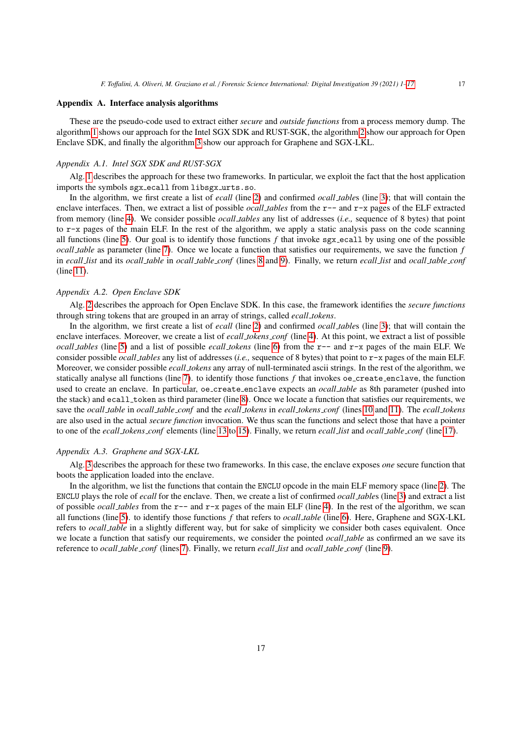## Appendix A. Interface analysis algorithms

These are the pseudo-code used to extract either *secure* and *outside functions* from a process memory dump. The algorithm 1 shows our approach for the Intel SGX SDK and RUST-SGK, the algorithm 2 show our approach for Open Enclave SDK, and finally the algorithm 3 show our approach for Graphene and SGX-LKL.

### Appendix A.1. Intel SGX SDK and RUST-SGX

Alg. 1 describes the approach for these two frameworks. In particular, we exploit the fact that the host application imports the symbols `sgx_ecall` from `libsgx_urts.so`.

In the algorithm, we first create a list of *ecall* (line 2) and confirmed *ocall_table*s (line 3); that will contain the enclave interfaces. Then, we extract a list of possible *ocall_tables* from the `r--` and `r-x` pages of the ELF extracted from memory (line 4). We consider possible *ocall_tables* any list of addresses (*i.e.,* sequence of 8 bytes) that point to `r-x` pages of the main ELF. In the rest of the algorithm, we apply a static analysis pass on the code scanning all functions (line 5). Our goal is to identify those functions $f$ that invoke `sgx_ecall` by using one of the possible *ocall_table* as parameter (line 7). Once we locate a function that satisfies our requirements, we save the function $f$ in *ecall_list* and its *ocall_table* in *ocall_table_conf* (lines 8 and 9). Finally, we return *ecall_list* and *ocall_table_conf* (line 11).

### Appendix A.2. Open Enclave SDK

Alg. 2 describes the approach for Open Enclave SDK. In this case, the framework identifies the *secure functions* through string tokens that are grouped in an array of strings, called *ecall_tokens*.

In the algorithm, we first create a list of *ecall* (line 2) and confirmed *ocall_table*s (line 3); that will contain the enclave interfaces. Moreover, we create a list of *ecall_tokens_conf* (line 4). At this point, we extract a list of possible *ocall_tables* (line 5) and a list of possible *ecall_tokens* (line 6) from the `r--` and `r-x` pages of the main ELF. We consider possible *ocall_tables* any list of addresses (*i.e.,* sequence of 8 bytes) that point to `r-x` pages of the main ELF. Moreover, we consider possible *ecall_tokens* any array of null-terminated ascii strings. In the rest of the algorithm, we statically analyse all functions (line 7). to identify those functions $f$ that invokes `oe_create_enclave`, the function used to create an enclave. In particular, `oe_create_enclave` expects an *ocall_table* as 8th parameter (pushed into the stack) and `ecall_token` as third parameter (line 8). Once we locate a function that satisfies our requirements, we save the *ocall_table* in *ocall_table_conf* and the *ecall_tokens* in *ecall_tokens_conf* (lines 10 and 11). The *ecall_tokens* are also used in the actual *secure function* invocation. We thus scan the functions and select those that have a pointer to one of the *ecall_tokens_conf* elements (line 13 to 15). Finally, we return *ecall_list* and *ocall_table_conf* (line 17).

### Appendix A.3. Graphene and SGX-LKL

Alg. 3 describes the approach for these two frameworks. In this case, the enclave exposes *one* secure function that boots the application loaded into the enclave.

In the algorithm, we list the functions that contain the `ENCLU` opcode in the main ELF memory space (line 2). The `ENCLU` plays the role of *ecall* for the enclave. Then, we create a list of confirmed *ocall_table*s (line 3) and extract a list of possible *ocall_tables* from the `r--` and `r-x` pages of the main ELF (line 4). In the rest of the algorithm, we scan all functions (line 5). to identify those functions $f$ that refers to *ocall_table* (line 6). Here, Graphene and SGX-LKL refers to *ocall_table* in a slightly different way, but for sake of simplicity we consider both cases equivalent. Once we locate a function that satisfy our requirements, we consider the pointed *ocall_table* as confirmed an we save its reference to *ocall_table_conf* (lines 7). Finally, we return *ecall_list* and *ocall_table_conf* (line 9).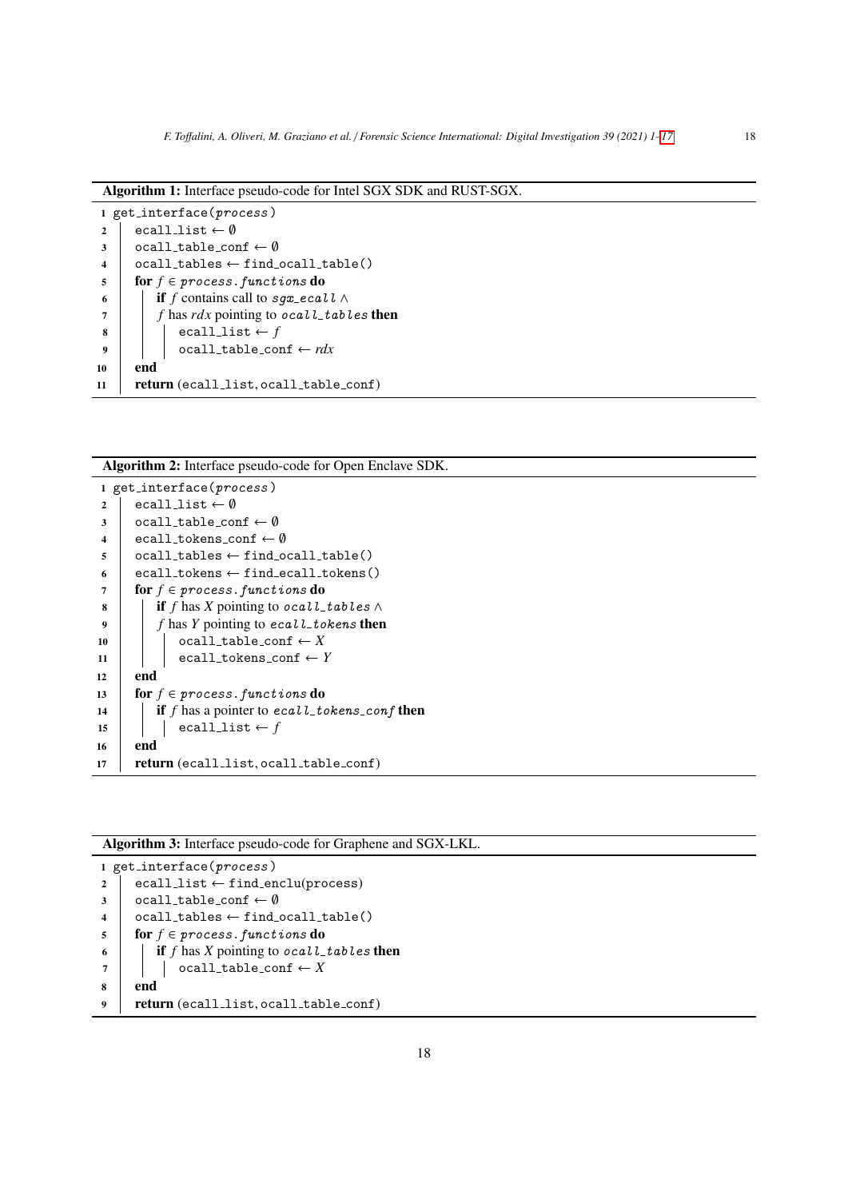**Algorithm 1:** Interface pseudo-code for Intel SGX SDK and RUST-SGX.

```
1  get_interface(process)
2      ecall_list ← ∅
3      ocall_table_conf ← ∅
4      ocall_tables ← find_ocall_table()
5      for f ∈ process.functions do
6          if f contains call to sgx_ecall ∧
7          f has rdx pointing to ocall_tables then
8              ecall_list ← f
9              ocall_table_conf ← rdx
10     end
11     return (ecall_list, ocall_table_conf)
```

**Algorithm 2:** Interface pseudo-code for Open Enclave SDK.

```
1  get_interface(process)
2      ecall_list ← ∅
3      ocall_table_conf ← ∅
4      ecall_tokens_conf ← ∅
5      ocall_tables ← find_ocall_table()
6      ecall_tokens ← find_ecall_tokens()
7      for f ∈ process.functions do
8          if f has X pointing to ocall_tables ∧
9          f has Y pointing to ecall_tokens then
10             ocall_table_conf ← X
11             ecall_tokens_conf ← Y
12     end
13     for f ∈ process.functions do
14         if f has a pointer to ecall_tokens_conf then
15             ecall_list ← f
16     end
17     return (ecall_list, ocall_table_conf)
```

**Algorithm 3:** Interface pseudo-code for Graphene and SGX-LKL.

```
1  get_interface(process)
2      ecall_list ← find_enclu(process)
3      ocall_table_conf ← ∅
4      ocall_tables ← find_ocall_table()
5      for f ∈ process.functions do
6          if f has X pointing to ocall_tables then
7              ocall_table_conf ← X
8      end
9      return (ecall_list, ocall_table_conf)
```